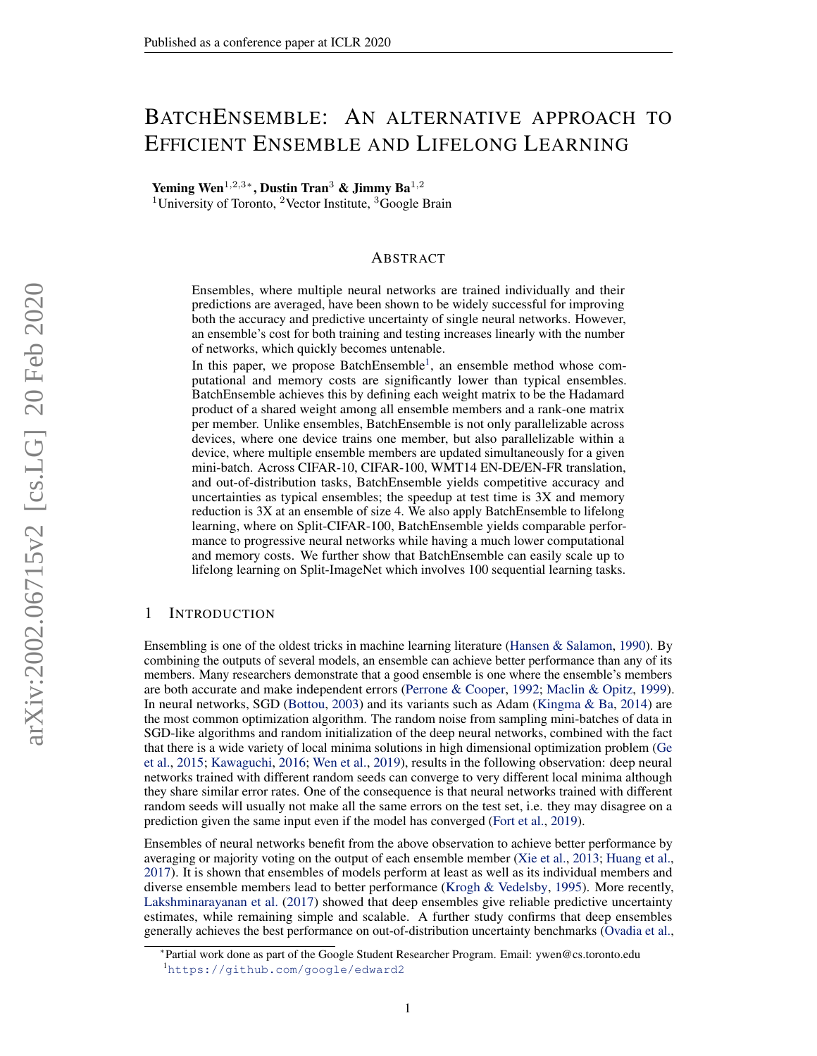# BatchEnsemble: An Alternative Approach to Efficient Ensemble and Lifelong Learning

**Yeming Wen**[1,2,3*], **Dustin Tran**[3] & **Jimmy Ba**[1,2]
[1]University of Toronto, [2]Vector Institute, [3]Google Brain

## Abstract

Ensembles, where multiple neural networks are trained individually and their predictions are averaged, have been shown to be widely successful for improving both the accuracy and predictive uncertainty of single neural networks. However, an ensemble's cost for both training and testing increases linearly with the number of networks, which quickly becomes untenable.

In this paper, we propose BatchEnsemble[1], an ensemble method whose computational and memory costs are significantly lower than typical ensembles. BatchEnsemble achieves this by defining each weight matrix to be the Hadamard product of a shared weight among all ensemble members and a rank-one matrix per member. Unlike ensembles, BatchEnsemble is not only parallelizable across devices, where one device trains one member, but also parallelizable within a device, where multiple ensemble members are updated simultaneously for a given mini-batch. Across CIFAR-10, CIFAR-100, WMT14 EN-DE/EN-FR translation, and out-of-distribution tasks, BatchEnsemble yields competitive accuracy and uncertainties as typical ensembles; the speedup at test time is 3X and memory reduction is 3X at an ensemble of size 4. We also apply BatchEnsemble to lifelong learning, where on Split-CIFAR-100, BatchEnsemble yields comparable performance to progressive neural networks while having a much lower computational and memory costs. We further show that BatchEnsemble can easily scale up to lifelong learning on Split-ImageNet which involves 100 sequential learning tasks.

## 1 Introduction

Ensembling is one of the oldest tricks in machine learning literature (Hansen & Salamon, 1990). By combining the outputs of several models, an ensemble can achieve better performance than any of its members. Many researchers demonstrate that a good ensemble is one where the ensemble's members are both accurate and make independent errors (Perrone & Cooper, 1992; Maclin & Opitz, 1999). In neural networks, SGD (Bottou, 2003) and its variants such as Adam (Kingma & Ba, 2014) are the most common optimization algorithm. The random noise from sampling mini-batches of data in SGD-like algorithms and random initialization of the deep neural networks, combined with the fact that there is a wide variety of local minima solutions in high dimensional optimization problem (Ge et al., 2015; Kawaguchi, 2016; Wen et al., 2019), results in the following observation: deep neural networks trained with different random seeds can converge to very different local minima although they share similar error rates. One of the consequence is that neural networks trained with different random seeds will usually not make all the same errors on the test set, i.e. they may disagree on a prediction given the same input even if the model has converged (Fort et al., 2019).

Ensembles of neural networks benefit from the above observation to achieve better performance by averaging or majority voting on the output of each ensemble member (Xie et al., 2013; Huang et al., 2017). It is shown that ensembles of models perform at least as well as its individual members and diverse ensemble members lead to better performance (Krogh & Vedelsby, 1995). More recently, Lakshminarayanan et al. (2017) showed that deep ensembles give reliable predictive uncertainty estimates, while remaining simple and scalable. A further study confirms that deep ensembles generally achieves the best performance on out-of-distribution uncertainty benchmarks (Ovadia et al.,

*Partial work done as part of the Google Student Researcher Program. Email: ywen@cs.toronto.edu
[1]https://github.com/google/edward2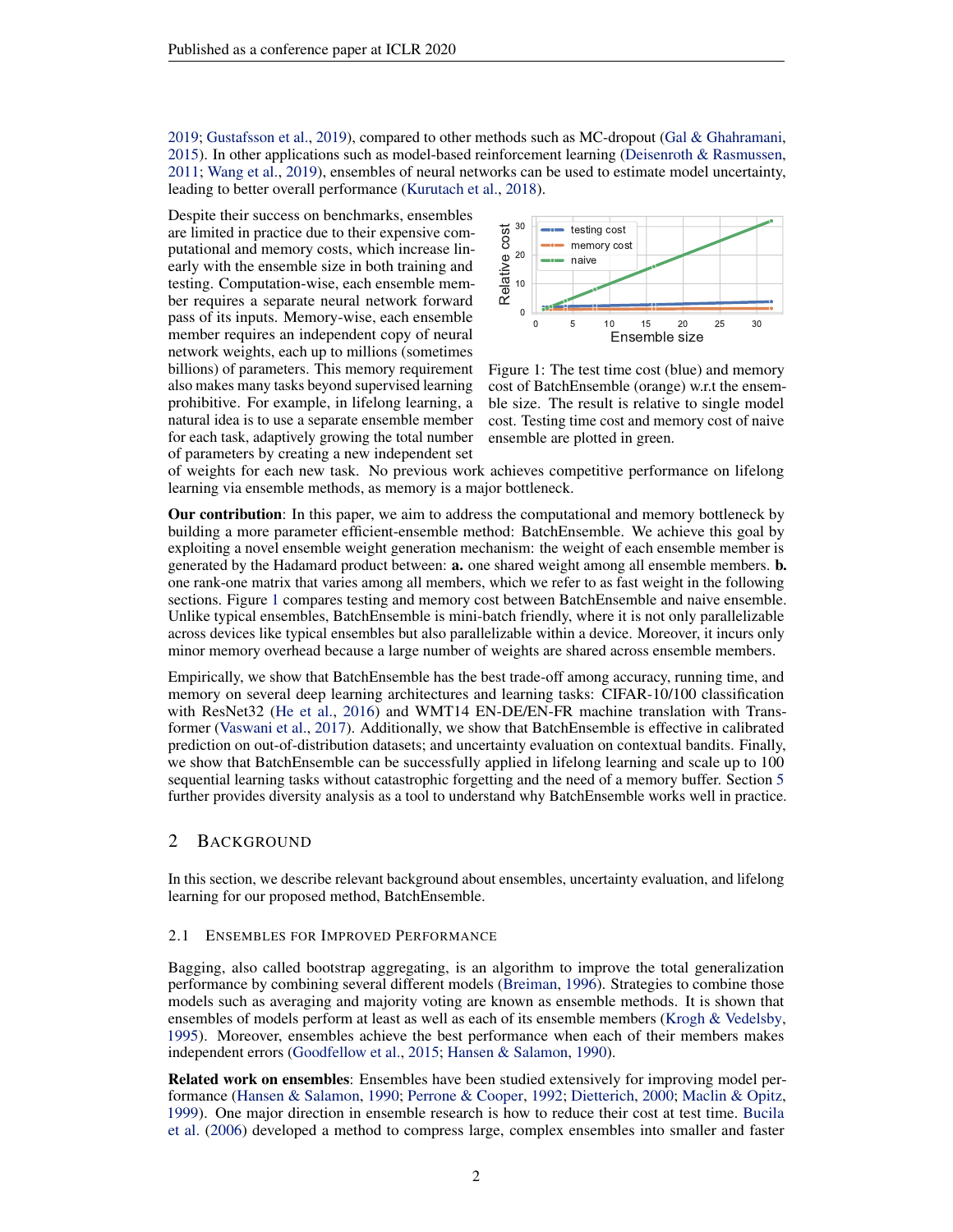2019; Gustafsson et al., 2019), compared to other methods such as MC-dropout (Gal & Ghahramani, 2015). In other applications such as model-based reinforcement learning (Deisenroth & Rasmussen, 2011; Wang et al., 2019), ensembles of neural networks can be used to estimate model uncertainty, leading to better overall performance (Kurutach et al., 2018).

Despite their success on benchmarks, ensembles are limited in practice due to their expensive computational and memory costs, which increase linearly with the ensemble size in both training and testing. Computation-wise, each ensemble member requires a separate neural network forward pass of its inputs. Memory-wise, each ensemble member requires an independent copy of neural network weights, each up to millions (sometimes billions) of parameters. This memory requirement also makes many tasks beyond supervised learning prohibitive. For example, in lifelong learning, a natural idea is to use a separate ensemble member for each task, adaptively growing the total number of parameters by creating a new independent set of weights for each new task. No previous work achieves competitive performance on lifelong learning via ensemble methods, as memory is a major bottleneck.

Figure 1: The test time cost (blue) and memory cost of BatchEnsemble (orange) w.r.t the ensemble size. The result is relative to single model cost. Testing time cost and memory cost of naive ensemble are plotted in green.

**Our contribution**: In this paper, we aim to address the computational and memory bottleneck by building a more parameter efficient-ensemble method: BatchEnsemble. We achieve this goal by exploiting a novel ensemble weight generation mechanism: the weight of each ensemble member is generated by the Hadamard product between: **a.** one shared weight among all ensemble members. **b.** one rank-one matrix that varies among all members, which we refer to as fast weight in the following sections. Figure 1 compares testing and memory cost between BatchEnsemble and naive ensemble. Unlike typical ensembles, BatchEnsemble is mini-batch friendly, where it is not only parallelizable across devices like typical ensembles but also parallelizable within a device. Moreover, it incurs only minor memory overhead because a large number of weights are shared across ensemble members.

Empirically, we show that BatchEnsemble has the best trade-off among accuracy, running time, and memory on several deep learning architectures and learning tasks: CIFAR-10/100 classification with ResNet32 (He et al., 2016) and WMT14 EN-DE/EN-FR machine translation with Transformer (Vaswani et al., 2017). Additionally, we show that BatchEnsemble is effective in calibrated prediction on out-of-distribution datasets; and uncertainty evaluation on contextual bandits. Finally, we show that BatchEnsemble can be successfully applied in lifelong learning and scale up to 100 sequential learning tasks without catastrophic forgetting and the need of a memory buffer. Section 5 further provides diversity analysis as a tool to understand why BatchEnsemble works well in practice.

## 2 Background

In this section, we describe relevant background about ensembles, uncertainty evaluation, and lifelong learning for our proposed method, BatchEnsemble.

### 2.1 Ensembles for Improved Performance

Bagging, also called bootstrap aggregating, is an algorithm to improve the total generalization performance by combining several different models (Breiman, 1996). Strategies to combine those models such as averaging and majority voting are known as ensemble methods. It is shown that ensembles of models perform at least as well as each of its ensemble members (Krogh & Vedelsby, 1995). Moreover, ensembles achieve the best performance when each of their members makes independent errors (Goodfellow et al., 2015; Hansen & Salamon, 1990).

**Related work on ensembles**: Ensembles have been studied extensively for improving model performance (Hansen & Salamon, 1990; Perrone & Cooper, 1992; Dietterich, 2000; Maclin & Opitz, 1999). One major direction in ensemble research is how to reduce their cost at test time. Bucila et al. (2006) developed a method to compress large, complex ensembles into smaller and faster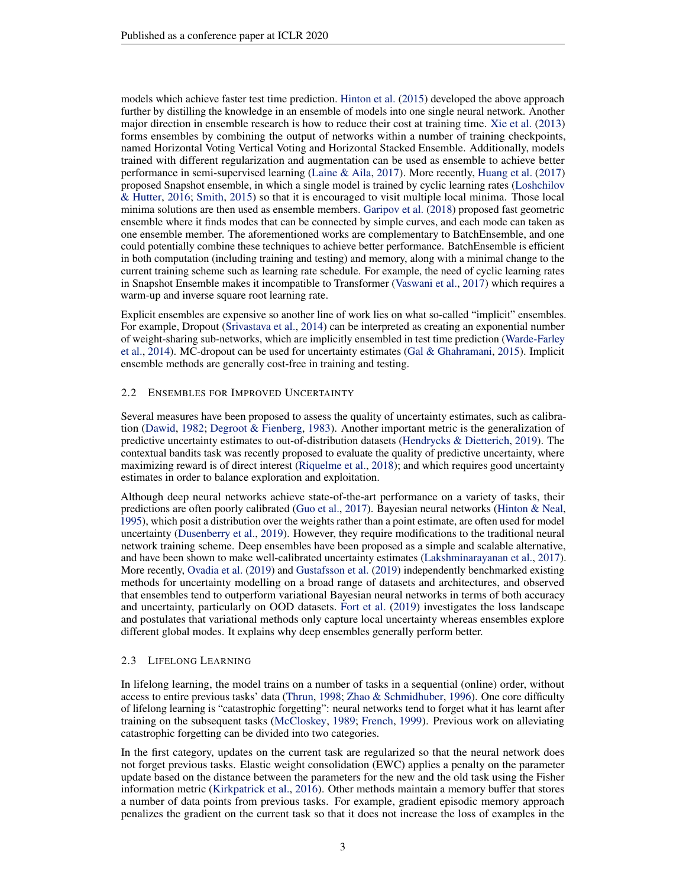models which achieve faster test time prediction. Hinton et al. (2015) developed the above approach further by distilling the knowledge in an ensemble of models into one single neural network. Another major direction in ensemble research is how to reduce their cost at training time. Xie et al. (2013) forms ensembles by combining the output of networks within a number of training checkpoints, named Horizontal Voting Vertical Voting and Horizontal Stacked Ensemble. Additionally, models trained with different regularization and augmentation can be used as ensemble to achieve better performance in semi-supervised learning (Laine & Aila, 2017). More recently, Huang et al. (2017) proposed Snapshot ensemble, in which a single model is trained by cyclic learning rates (Loshchilov & Hutter, 2016; Smith, 2015) so that it is encouraged to visit multiple local minima. Those local minima solutions are then used as ensemble members. Garipov et al. (2018) proposed fast geometric ensemble where it finds modes that can be connected by simple curves, and each mode can taken as one ensemble member. The aforementioned works are complementary to BatchEnsemble, and one could potentially combine these techniques to achieve better performance. BatchEnsemble is efficient in both computation (including training and testing) and memory, along with a minimal change to the current training scheme such as learning rate schedule. For example, the need of cyclic learning rates in Snapshot Ensemble makes it incompatible to Transformer (Vaswani et al., 2017) which requires a warm-up and inverse square root learning rate.

Explicit ensembles are expensive so another line of work lies on what so-called "implicit" ensembles. For example, Dropout (Srivastava et al., 2014) can be interpreted as creating an exponential number of weight-sharing sub-networks, which are implicitly ensembled in test time prediction (Warde-Farley et al., 2014). MC-dropout can be used for uncertainty estimates (Gal & Ghahramani, 2015). Implicit ensemble methods are generally cost-free in training and testing.

### 2.2 Ensembles for Improved Uncertainty

Several measures have been proposed to assess the quality of uncertainty estimates, such as calibration (Dawid, 1982; Degroot & Fienberg, 1983). Another important metric is the generalization of predictive uncertainty estimates to out-of-distribution datasets (Hendrycks & Dietterich, 2019). The contextual bandits task was recently proposed to evaluate the quality of predictive uncertainty, where maximizing reward is of direct interest (Riquelme et al., 2018); and which requires good uncertainty estimates in order to balance exploration and exploitation.

Although deep neural networks achieve state-of-the-art performance on a variety of tasks, their predictions are often poorly calibrated (Guo et al., 2017). Bayesian neural networks (Hinton & Neal, 1995), which posit a distribution over the weights rather than a point estimate, are often used for model uncertainty (Dusenberry et al., 2019). However, they require modifications to the traditional neural network training scheme. Deep ensembles have been proposed as a simple and scalable alternative, and have been shown to make well-calibrated uncertainty estimates (Lakshminarayanan et al., 2017). More recently, Ovadia et al. (2019) and Gustafsson et al. (2019) independently benchmarked existing methods for uncertainty modelling on a broad range of datasets and architectures, and observed that ensembles tend to outperform variational Bayesian neural networks in terms of both accuracy and uncertainty, particularly on OOD datasets. Fort et al. (2019) investigates the loss landscape and postulates that variational methods only capture local uncertainty whereas ensembles explore different global modes. It explains why deep ensembles generally perform better.

### 2.3 Lifelong Learning

In lifelong learning, the model trains on a number of tasks in a sequential (online) order, without access to entire previous tasks' data (Thrun, 1998; Zhao & Schmidhuber, 1996). One core difficulty of lifelong learning is "catastrophic forgetting": neural networks tend to forget what it has learnt after training on the subsequent tasks (McCloskey, 1989; French, 1999). Previous work on alleviating catastrophic forgetting can be divided into two categories.

In the first category, updates on the current task are regularized so that the neural network does not forget previous tasks. Elastic weight consolidation (EWC) applies a penalty on the parameter update based on the distance between the parameters for the new and the old task using the Fisher information metric (Kirkpatrick et al., 2016). Other methods maintain a memory buffer that stores a number of data points from previous tasks. For example, gradient episodic memory approach penalizes the gradient on the current task so that it does not increase the loss of examples in the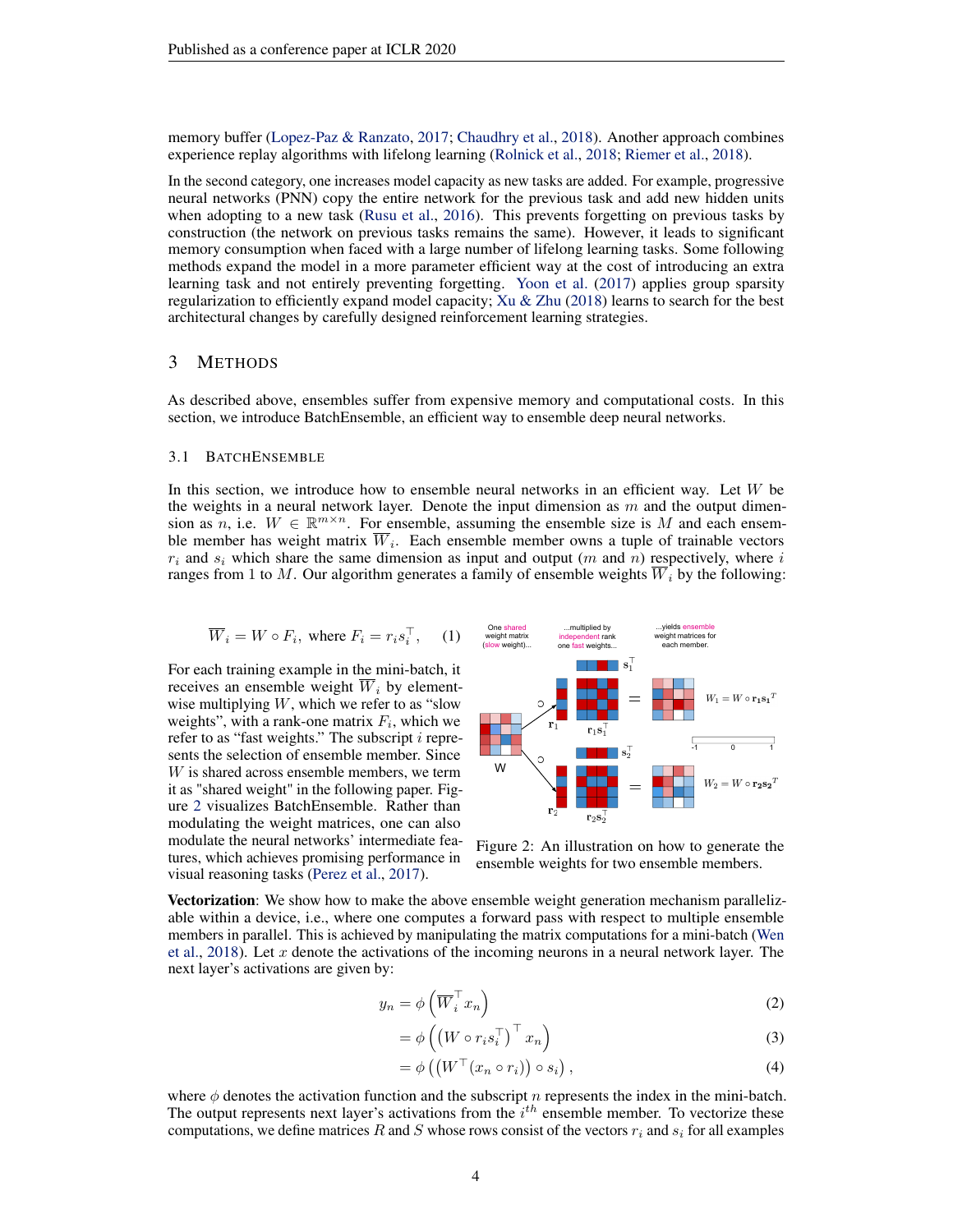memory buffer (Lopez-Paz & Ranzato, 2017; Chaudhry et al., 2018). Another approach combines experience replay algorithms with lifelong learning (Rolnick et al., 2018; Riemer et al., 2018).

In the second category, one increases model capacity as new tasks are added. For example, progressive neural networks (PNN) copy the entire network for the previous task and add new hidden units when adopting to a new task (Rusu et al., 2016). This prevents forgetting on previous tasks by construction (the network on previous tasks remains the same). However, it leads to significant memory consumption when faced with a large number of lifelong learning tasks. Some following methods expand the model in a more parameter efficient way at the cost of introducing an extra learning task and not entirely preventing forgetting. Yoon et al. (2017) applies group sparsity regularization to efficiently expand model capacity; Xu & Zhu (2018) learns to search for the best architectural changes by carefully designed reinforcement learning strategies.

# 3 Methods

As described above, ensembles suffer from expensive memory and computational costs. In this section, we introduce BatchEnsemble, an efficient way to ensemble deep neural networks.

## 3.1 BatchEnsemble

In this section, we introduce how to ensemble neural networks in an efficient way. Let $W$ be the weights in a neural network layer. Denote the input dimension as $m$ and the output dimension as $n$, i.e. $W \in \mathbb{R}^{m \times n}$. For ensemble, assuming the ensemble size is $M$ and each ensemble member has weight matrix $\overline{W}_i$. Each ensemble member owns a tuple of trainable vectors $r_i$ and $s_i$ which share the same dimension as input and output ($m$ and $n$) respectively, where $i$ ranges from 1 to $M$. Our algorithm generates a family of ensemble weights $\overline{W}_i$ by the following:

$$\overline{W}_i = W \circ F_i, \text{ where } F_i = r_i s_i^\top, \quad (1)$$

For each training example in the mini-batch, it receives an ensemble weight $\overline{W}_i$ by element-wise multiplying $W$, which we refer to as "slow weights", with a rank-one matrix $F_i$, which we refer to as "fast weights." The subscript $i$ represents the selection of ensemble member. Since $W$ is shared across ensemble members, we term it as "shared weight" in the following paper. Figure 2 visualizes BatchEnsemble. Rather than modulating the weight matrices, one can also modulate the neural networks' intermediate features, which achieves promising performance in visual reasoning tasks (Perez et al., 2017).

Figure 2: An illustration on how to generate the ensemble weights for two ensemble members.

**Vectorization**: We show how to make the above ensemble weight generation mechanism parallelizable within a device, i.e., where one computes a forward pass with respect to multiple ensemble members in parallel. This is achieved by manipulating the matrix computations for a mini-batch (Wen et al., 2018). Let $x$ denote the activations of the incoming neurons in a neural network layer. The next layer's activations are given by:

$$y_n = \phi\left(\overline{W}_i^\top x_n\right) \quad (2)$$

$$= \phi\left(\left(W \circ r_i s_i^\top\right)^\top x_n\right) \quad (3)$$

$$= \phi\left(\left(W^\top (x_n \circ r_i)\right) \circ s_i\right), \quad (4)$$

where $\phi$ denotes the activation function and the subscript $n$ represents the index in the mini-batch. The output represents next layer's activations from the $i^{th}$ ensemble member. To vectorize these computations, we define matrices $R$ and $S$ whose rows consist of the vectors $r_i$ and $s_i$ for all examples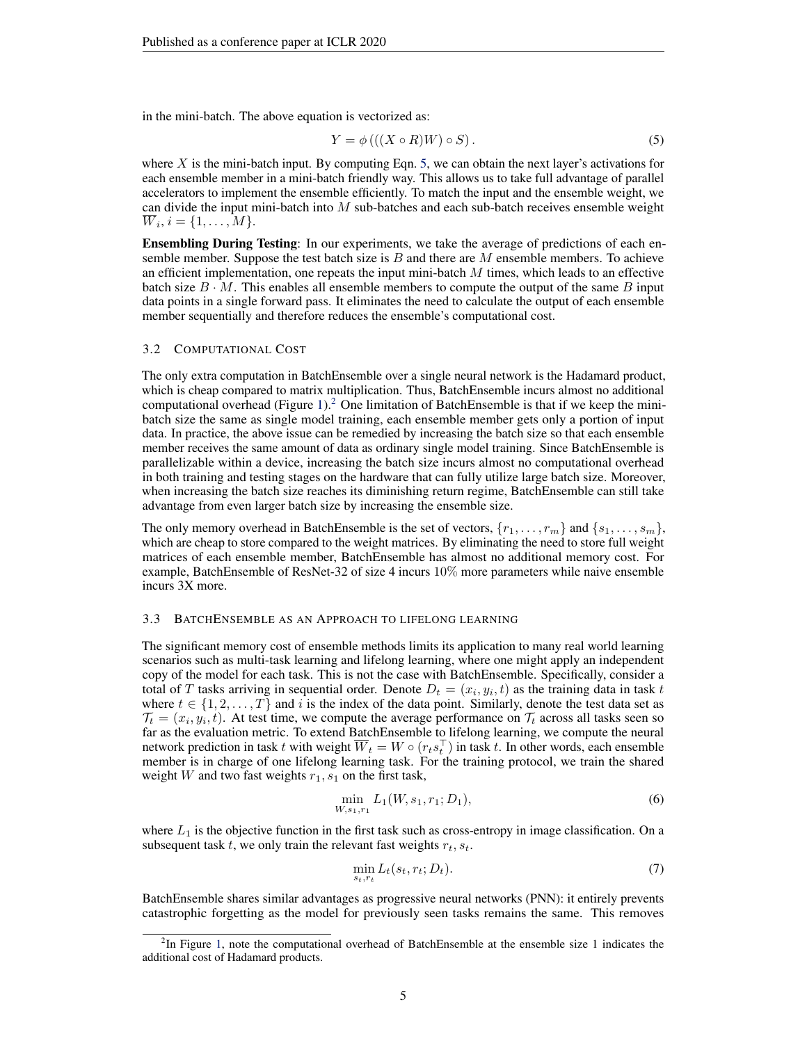in the mini-batch. The above equation is vectorized as:

$$Y = \phi\left(((X \circ R)W) \circ S\right). \tag{5}$$

where $X$ is the mini-batch input. By computing Eqn. 5, we can obtain the next layer's activations for each ensemble member in a mini-batch friendly way. This allows us to take full advantage of parallel accelerators to implement the ensemble efficiently. To match the input and the ensemble weight, we can divide the input mini-batch into $M$ sub-batches and each sub-batch receives ensemble weight $\overline{W}_i, i = \{1, \ldots, M\}$.

**Ensembling During Testing**: In our experiments, we take the average of predictions of each ensemble member. Suppose the test batch size is $B$ and there are $M$ ensemble members. To achieve an efficient implementation, one repeats the input mini-batch $M$ times, which leads to an effective batch size $B \cdot M$. This enables all ensemble members to compute the output of the same $B$ input data points in a single forward pass. It eliminates the need to calculate the output of each ensemble member sequentially and therefore reduces the ensemble's computational cost.

### 3.2 Computational Cost

The only extra computation in BatchEnsemble over a single neural network is the Hadamard product, which is cheap compared to matrix multiplication. Thus, BatchEnsemble incurs almost no additional computational overhead (Figure 1).[2] One limitation of BatchEnsemble is that if we keep the mini-batch size the same as single model training, each ensemble member gets only a portion of input data. In practice, the above issue can be remedied by increasing the batch size so that each ensemble member receives the same amount of data as ordinary single model training. Since BatchEnsemble is parallelizable within a device, increasing the batch size incurs almost no computational overhead in both training and testing stages on the hardware that can fully utilize large batch size. Moreover, when increasing the batch size reaches its diminishing return regime, BatchEnsemble can still take advantage from even larger batch size by increasing the ensemble size.

The only memory overhead in BatchEnsemble is the set of vectors, $\{r_1, \ldots, r_m\}$ and $\{s_1, \ldots, s_m\}$, which are cheap to store compared to the weight matrices. By eliminating the need to store full weight matrices of each ensemble member, BatchEnsemble has almost no additional memory cost. For example, BatchEnsemble of ResNet-32 of size 4 incurs $10\%$ more parameters while naive ensemble incurs 3X more.

### 3.3 BatchEnsemble as an Approach to Lifelong Learning

The significant memory cost of ensemble methods limits its application to many real world learning scenarios such as multi-task learning and lifelong learning, where one might apply an independent copy of the model for each task. This is not the case with BatchEnsemble. Specifically, consider a total of $T$ tasks arriving in sequential order. Denote $D_t = (x_i, y_i, t)$ as the training data in task $t$ where $t \in \{1, 2, \ldots, T\}$ and $i$ is the index of the data point. Similarly, denote the test data set as $\mathcal{T}_t = (x_i, y_i, t)$. At test time, we compute the average performance on $\mathcal{T}_t$ across all tasks seen so far as the evaluation metric. To extend BatchEnsemble to lifelong learning, we compute the neural network prediction in task $t$ with weight $\overline{W}_t = W \circ (r_t s_t^\top)$ in task $t$. In other words, each ensemble member is in charge of one lifelong learning task. For the training protocol, we train the shared weight $W$ and two fast weights $r_1, s_1$ on the first task,

$$\min_{W, s_1, r_1} L_1(W, s_1, r_1; D_1), \tag{6}$$

where $L_1$ is the objective function in the first task such as cross-entropy in image classification. On a subsequent task $t$, we only train the relevant fast weights $r_t, s_t$.

$$\min_{s_t, r_t} L_t(s_t, r_t; D_t). \tag{7}$$

BatchEnsemble shares similar advantages as progressive neural networks (PNN): it entirely prevents catastrophic forgetting as the model for previously seen tasks remains the same. This removes

[2] In Figure 1, note the computational overhead of BatchEnsemble at the ensemble size 1 indicates the additional cost of Hadamard products.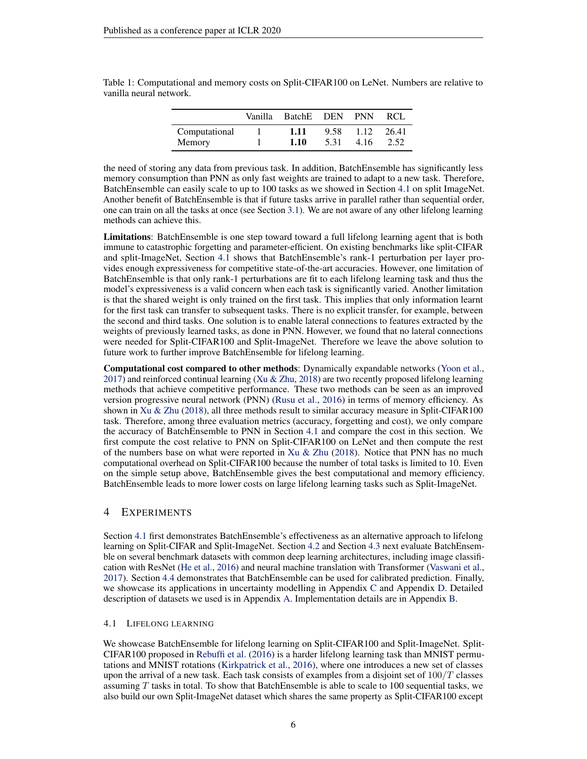Table 1: Computational and memory costs on Split-CIFAR100 on LeNet. Numbers are relative to vanilla neural network.

| | Vanilla | BatchE | DEN | PNN | RCL |
|---|---|---|---|---|---|
| Computational | 1 | **1.11** | 9.58 | 1.12 | 26.41 |
| Memory | 1 | **1.10** | 5.31 | 4.16 | 2.52 |

the need of storing any data from previous task. In addition, BatchEnsemble has significantly less memory consumption than PNN as only fast weights are trained to adapt to a new task. Therefore, BatchEnsemble can easily scale to up to 100 tasks as we showed in Section 4.1 on split ImageNet. Another benefit of BatchEnsemble is that if future tasks arrive in parallel rather than sequential order, one can train on all the tasks at once (see Section 3.1). We are not aware of any other lifelong learning methods can achieve this.

**Limitations**: BatchEnsemble is one step toward toward a full lifelong learning agent that is both immune to catastrophic forgetting and parameter-efficient. On existing benchmarks like split-CIFAR and split-ImageNet, Section 4.1 shows that BatchEnsemble's rank-1 perturbation per layer provides enough expressiveness for competitive state-of-the-art accuracies. However, one limitation of BatchEnsemble is that only rank-1 perturbations are fit to each lifelong learning task and thus the model's expressiveness is a valid concern when each task is significantly varied. Another limitation is that the shared weight is only trained on the first task. This implies that only information learnt for the first task can transfer to subsequent tasks. There is no explicit transfer, for example, between the second and third tasks. One solution is to enable lateral connections to features extracted by the weights of previously learned tasks, as done in PNN. However, we found that no lateral connections were needed for Split-CIFAR100 and Split-ImageNet. Therefore we leave the above solution to future work to further improve BatchEnsemble for lifelong learning.

**Computational cost compared to other methods**: Dynamically expandable networks (Yoon et al., 2017) and reinforced continual learning (Xu & Zhu, 2018) are two recently proposed lifelong learning methods that achieve competitive performance. These two methods can be seen as an improved version progressive neural network (PNN) (Rusu et al., 2016) in terms of memory efficiency. As shown in Xu & Zhu (2018), all three methods result to similar accuracy measure in Split-CIFAR100 task. Therefore, among three evaluation metrics (accuracy, forgetting and cost), we only compare the accuracy of BatchEnsemble to PNN in Section 4.1 and compare the cost in this section. We first compute the cost relative to PNN on Split-CIFAR100 on LeNet and then compute the rest of the numbers base on what were reported in Xu & Zhu (2018). Notice that PNN has no much computational overhead on Split-CIFAR100 because the number of total tasks is limited to 10. Even on the simple setup above, BatchEnsemble gives the best computational and memory efficiency. BatchEnsemble leads to more lower costs on large lifelong learning tasks such as Split-ImageNet.

# 4 Experiments

Section 4.1 first demonstrates BatchEnsemble's effectiveness as an alternative approach to lifelong learning on Split-CIFAR and Split-ImageNet. Section 4.2 and Section 4.3 next evaluate BatchEnsemble on several benchmark datasets with common deep learning architectures, including image classification with ResNet (He et al., 2016) and neural machine translation with Transformer (Vaswani et al., 2017). Section 4.4 demonstrates that BatchEnsemble can be used for calibrated prediction. Finally, we showcase its applications in uncertainty modelling in Appendix C and Appendix D. Detailed description of datasets we used is in Appendix A. Implementation details are in Appendix B.

## 4.1 Lifelong learning

We showcase BatchEnsemble for lifelong learning on Split-CIFAR100 and Split-ImageNet. Split-CIFAR100 proposed in Rebuffi et al. (2016) is a harder lifelong learning task than MNIST permutations and MNIST rotations (Kirkpatrick et al., 2016), where one introduces a new set of classes upon the arrival of a new task. Each task consists of examples from a disjoint set of $100/T$ classes assuming $T$ tasks in total. To show that BatchEnsemble is able to scale to 100 sequential tasks, we also build our own Split-ImageNet dataset which shares the same property as Split-CIFAR100 except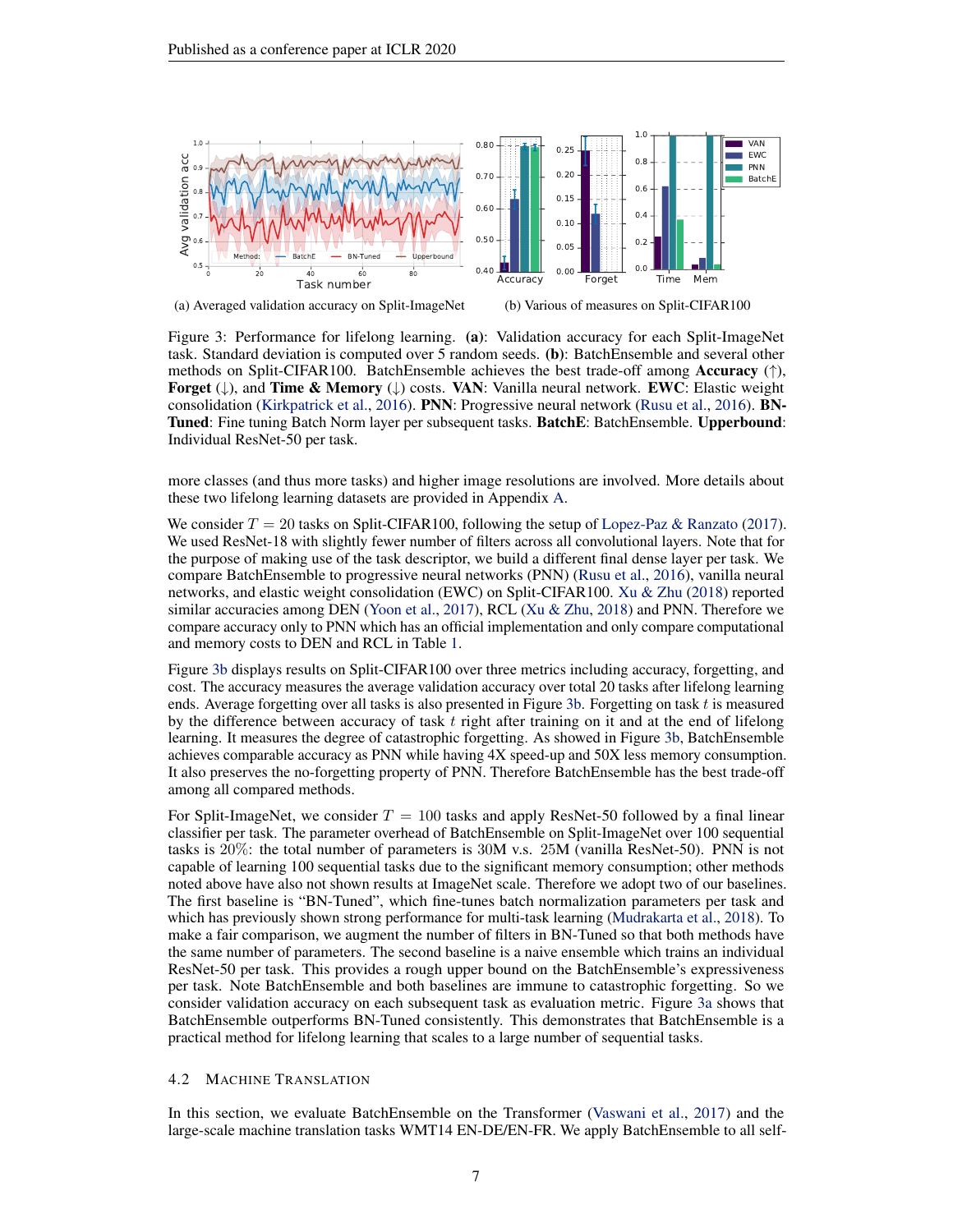(a) Averaged validation accuracy on Split-ImageNet

(b) Various of measures on Split-CIFAR100

Figure 3: Performance for lifelong learning. **(a)**: Validation accuracy for each Split-ImageNet task. Standard deviation is computed over 5 random seeds. **(b)**: BatchEnsemble and several other methods on Split-CIFAR100. BatchEnsemble achieves the best trade-off among **Accuracy** (↑), **Forget** (↓), and **Time & Memory** (↓) costs. **VAN**: Vanilla neural network. **EWC**: Elastic weight consolidation (Kirkpatrick et al., 2016). **PNN**: Progressive neural network (Rusu et al., 2016). **BN-Tuned**: Fine tuning Batch Norm layer per subsequent tasks. **BatchE**: BatchEnsemble. **Upperbound**: Individual ResNet-50 per task.

more classes (and thus more tasks) and higher image resolutions are involved. More details about these two lifelong learning datasets are provided in Appendix A.

We consider $T = 20$ tasks on Split-CIFAR100, following the setup of Lopez-Paz & Ranzato (2017). We used ResNet-18 with slightly fewer number of filters across all convolutional layers. Note that for the purpose of making use of the task descriptor, we build a different final dense layer per task. We compare BatchEnsemble to progressive neural networks (PNN) (Rusu et al., 2016), vanilla neural networks, and elastic weight consolidation (EWC) on Split-CIFAR100. Xu & Zhu (2018) reported similar accuracies among DEN (Yoon et al., 2017), RCL (Xu & Zhu, 2018) and PNN. Therefore we compare accuracy only to PNN which has an official implementation and only compare computational and memory costs to DEN and RCL in Table 1.

Figure 3b displays results on Split-CIFAR100 over three metrics including accuracy, forgetting, and cost. The accuracy measures the average validation accuracy over total 20 tasks after lifelong learning ends. Average forgetting over all tasks is also presented in Figure 3b. Forgetting on task $t$ is measured by the difference between accuracy of task $t$ right after training on it and at the end of lifelong learning. It measures the degree of catastrophic forgetting. As showed in Figure 3b, BatchEnsemble achieves comparable accuracy as PNN while having 4X speed-up and 50X less memory consumption. It also preserves the no-forgetting property of PNN. Therefore BatchEnsemble has the best trade-off among all compared methods.

For Split-ImageNet, we consider $T = 100$ tasks and apply ResNet-50 followed by a final linear classifier per task. The parameter overhead of BatchEnsemble on Split-ImageNet over 100 sequential tasks is $20\%$: the total number of parameters is 30M v.s. 25M (vanilla ResNet-50). PNN is not capable of learning 100 sequential tasks due to the significant memory consumption; other methods noted above have also not shown results at ImageNet scale. Therefore we adopt two of our baselines. The first baseline is "BN-Tuned", which fine-tunes batch normalization parameters per task and which has previously shown strong performance for multi-task learning (Mudrakarta et al., 2018). To make a fair comparison, we augment the number of filters in BN-Tuned so that both methods have the same number of parameters. The second baseline is a naive ensemble which trains an individual ResNet-50 per task. This provides a rough upper bound on the BatchEnsemble's expressiveness per task. Note BatchEnsemble and both baselines are immune to catastrophic forgetting. So we consider validation accuracy on each subsequent task as evaluation metric. Figure 3a shows that BatchEnsemble outperforms BN-Tuned consistently. This demonstrates that BatchEnsemble is a practical method for lifelong learning that scales to a large number of sequential tasks.

### 4.2 Machine Translation

In this section, we evaluate BatchEnsemble on the Transformer (Vaswani et al., 2017) and the large-scale machine translation tasks WMT14 EN-DE/EN-FR. We apply BatchEnsemble to all self-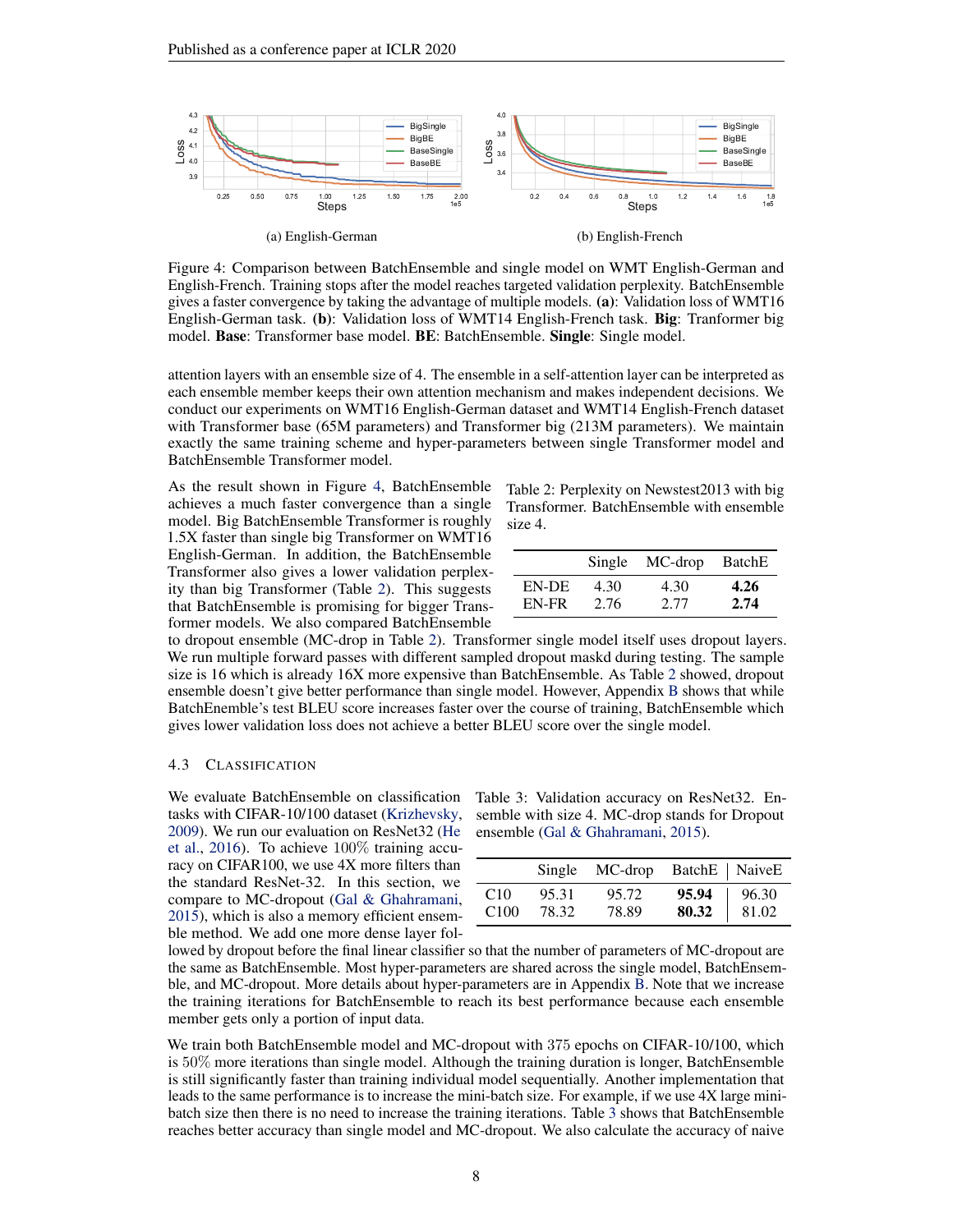(a) English-German

(b) English-French

Figure 4: Comparison between BatchEnsemble and single model on WMT English-German and English-French. Training stops after the model reaches targeted validation perplexity. BatchEnsemble gives a faster convergence by taking the advantage of multiple models. **(a)**: Validation loss of WMT16 English-German task. **(b)**: Validation loss of WMT14 English-French task. **Big**: Tranformer big model. **Base**: Transformer base model. **BE**: BatchEnsemble. **Single**: Single model.

attention layers with an ensemble size of 4. The ensemble in a self-attention layer can be interpreted as each ensemble member keeps their own attention mechanism and makes independent decisions. We conduct our experiments on WMT16 English-German dataset and WMT14 English-French dataset with Transformer base (65M parameters) and Transformer big (213M parameters). We maintain exactly the same training scheme and hyper-parameters between single Transformer model and BatchEnsemble Transformer model.

As the result shown in Figure 4, BatchEnsemble achieves a much faster convergence than a single model. Big BatchEnsemble Transformer is roughly 1.5X faster than single big Transformer on WMT16 English-German. In addition, the BatchEnsemble Transformer also gives a lower validation perplexity than big Transformer (Table 2). This suggests that BatchEnsemble is promising for bigger Transformer models. We also compared BatchEnsemble to dropout ensemble (MC-drop in Table 2). Transformer single model itself uses dropout layers. We run multiple forward passes with different sampled dropout maskd during testing. The sample size is 16 which is already 16X more expensive than BatchEnsemble. As Table 2 showed, dropout ensemble doesn't give better performance than single model. However, Appendix B shows that while BatchEnemble's test BLEU score increases faster over the course of training, BatchEnsemble which gives lower validation loss does not achieve a better BLEU score over the single model.

Table 2: Perplexity on Newstest2013 with big Transformer. BatchEnsemble with ensemble size 4.

| | Single | MC-drop | BatchE |
|---|---|---|---|
| EN-DE | 4.30 | 4.30 | **4.26** |
| EN-FR | 2.76 | 2.77 | **2.74** |

### 4.3 Classification

We evaluate BatchEnsemble on classification tasks with CIFAR-10/100 dataset (Krizhevsky, 2009). We run our evaluation on ResNet32 (He et al., 2016). To achieve 100% training accuracy on CIFAR100, we use 4X more filters than the standard ResNet-32. In this section, we compare to MC-dropout (Gal & Ghahramani, 2015), which is also a memory efficient ensemble method. We add one more dense layer followed by dropout before the final linear classifier so that the number of parameters of MC-dropout are the same as BatchEnsemble. Most hyper-parameters are shared across the single model, BatchEnsemble, and MC-dropout. More details about hyper-parameters are in Appendix B. Note that we increase the training iterations for BatchEnsemble to reach its best performance because each ensemble member gets only a portion of input data.

Table 3: Validation accuracy on ResNet32. Ensemble with size 4. MC-drop stands for Dropout ensemble (Gal & Ghahramani, 2015).

| | Single | MC-drop | BatchE | NaiveE |
|---|---|---|---|---|
| C10 | 95.31 | 95.72 | **95.94** | 96.30 |
| C100 | 78.32 | 78.89 | **80.32** | 81.02 |

We train both BatchEnsemble model and MC-dropout with 375 epochs on CIFAR-10/100, which is 50% more iterations than single model. Although the training duration is longer, BatchEnsemble is still significantly faster than training individual model sequentially. Another implementation that leads to the same performance is to increase the mini-batch size. For example, if we use 4X large mini-batch size then there is no need to increase the training iterations. Table 3 shows that BatchEnsemble reaches better accuracy than single model and MC-dropout. We also calculate the accuracy of naive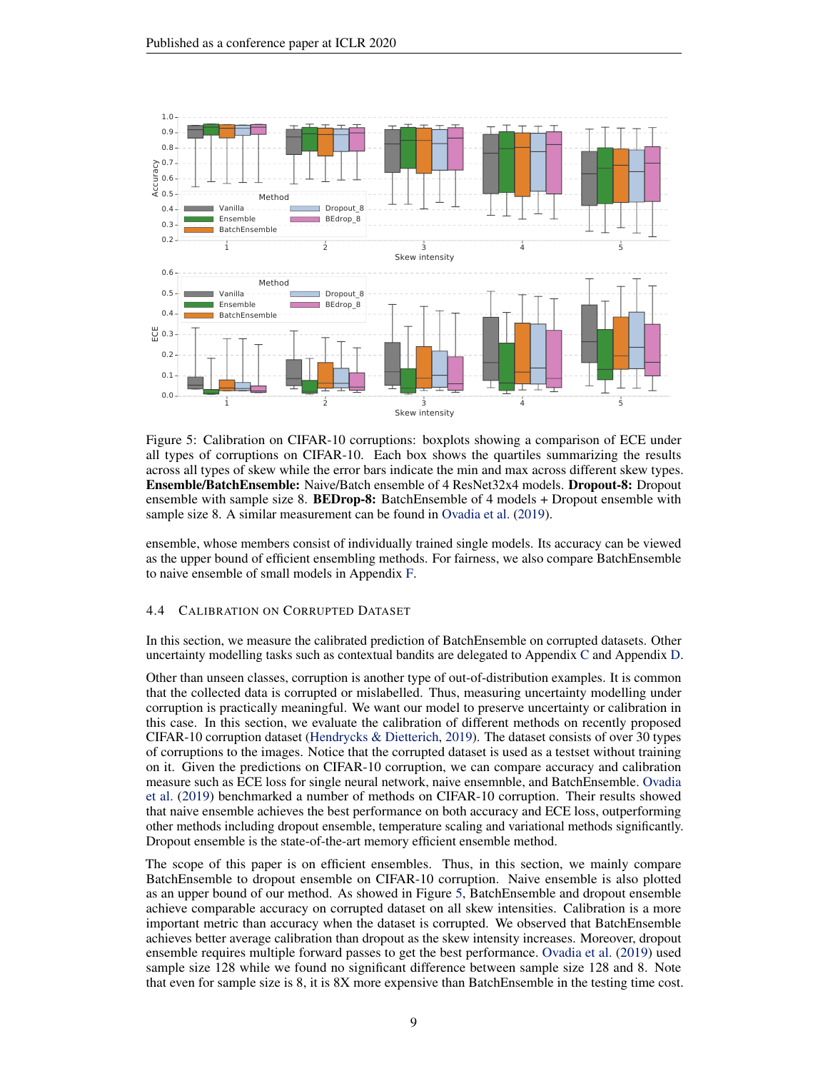Figure 5: Calibration on CIFAR-10 corruptions: boxplots showing a comparison of ECE under all types of corruptions on CIFAR-10. Each box shows the quartiles summarizing the results across all types of skew while the error bars indicate the min and max across different skew types. **Ensemble/BatchEnsemble:** Naive/Batch ensemble of 4 ResNet32x4 models. **Dropout-8:** Dropout ensemble with sample size 8. **BEDrop-8:** BatchEnsemble of 4 models + Dropout ensemble with sample size 8. A similar measurement can be found in Ovadia et al. (2019).

ensemble, whose members consist of individually trained single models. Its accuracy can be viewed as the upper bound of efficient ensembling methods. For fairness, we also compare BatchEnsemble to naive ensemble of small models in Appendix F.

### 4.4 Calibration on Corrupted Dataset

In this section, we measure the calibrated prediction of BatchEnsemble on corrupted datasets. Other uncertainty modelling tasks such as contextual bandits are delegated to Appendix C and Appendix D.

Other than unseen classes, corruption is another type of out-of-distribution examples. It is common that the collected data is corrupted or mislabelled. Thus, measuring uncertainty modelling under corruption is practically meaningful. We want our model to preserve uncertainty or calibration in this case. In this section, we evaluate the calibration of different methods on recently proposed CIFAR-10 corruption dataset (Hendrycks & Dietterich, 2019). The dataset consists of over 30 types of corruptions to the images. Notice that the corrupted dataset is used as a testset without training on it. Given the predictions on CIFAR-10 corruption, we can compare accuracy and calibration measure such as ECE loss for single neural network, naive ensemnble, and BatchEnsemble. Ovadia et al. (2019) benchmarked a number of methods on CIFAR-10 corruption. Their results showed that naive ensemble achieves the best performance on both accuracy and ECE loss, outperforming other methods including dropout ensemble, temperature scaling and variational methods significantly. Dropout ensemble is the state-of-the-art memory efficient ensemble method.

The scope of this paper is on efficient ensembles. Thus, in this section, we mainly compare BatchEnsemble to dropout ensemble on CIFAR-10 corruption. Naive ensemble is also plotted as an upper bound of our method. As showed in Figure 5, BatchEnsemble and dropout ensemble achieve comparable accuracy on corrupted dataset on all skew intensities. Calibration is a more important metric than accuracy when the dataset is corrupted. We observed that BatchEnsemble achieves better average calibration than dropout as the skew intensity increases. Moreover, dropout ensemble requires multiple forward passes to get the best performance. Ovadia et al. (2019) used sample size 128 while we found no significant difference between sample size 128 and 8. Note that even for sample size is 8, it is 8X more expensive than BatchEnsemble in the testing time cost.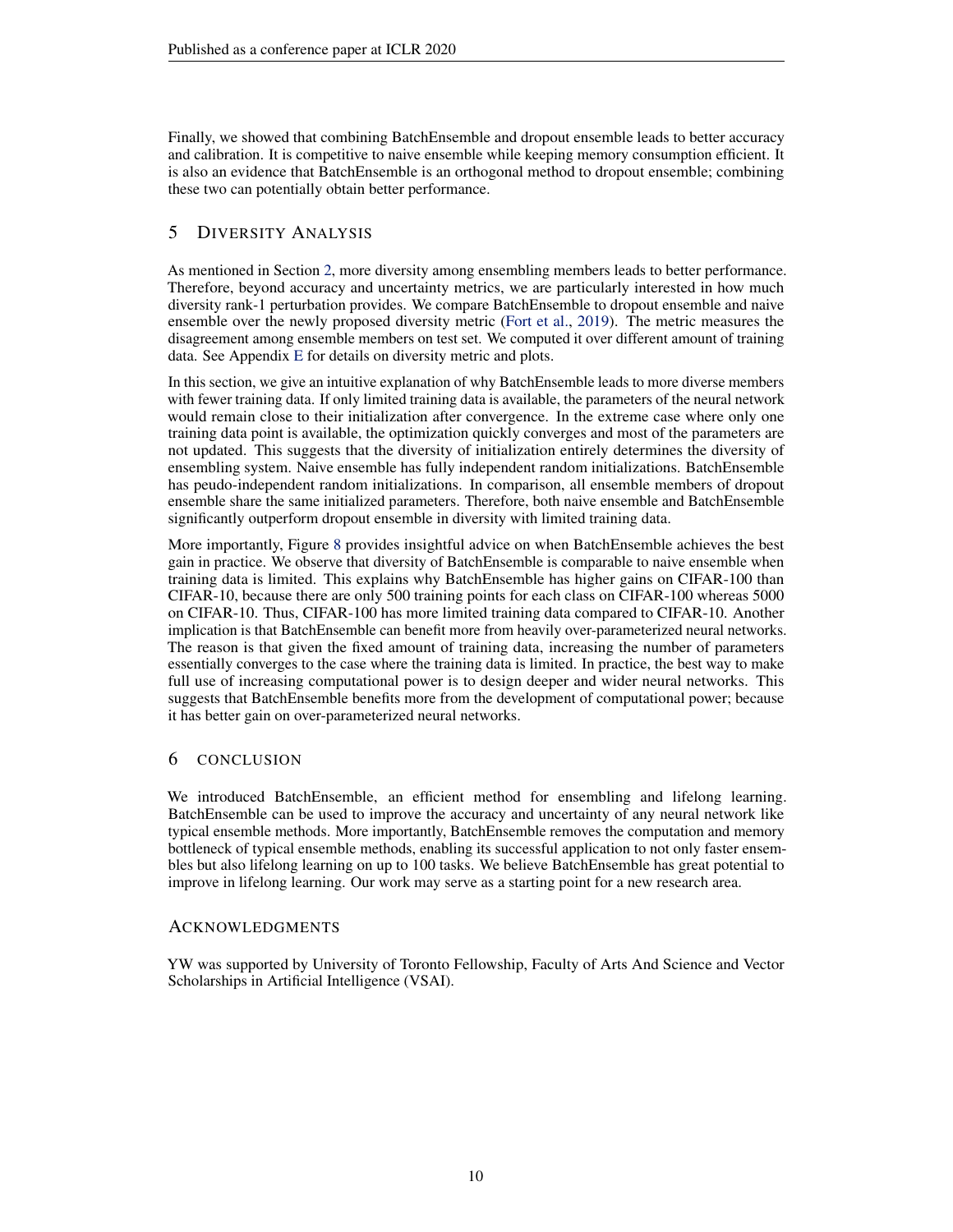Finally, we showed that combining BatchEnsemble and dropout ensemble leads to better accuracy and calibration. It is competitive to naive ensemble while keeping memory consumption efficient. It is also an evidence that BatchEnsemble is an orthogonal method to dropout ensemble; combining these two can potentially obtain better performance.

## 5 Diversity Analysis

As mentioned in Section 2, more diversity among ensembling members leads to better performance. Therefore, beyond accuracy and uncertainty metrics, we are particularly interested in how much diversity rank-1 perturbation provides. We compare BatchEnsemble to dropout ensemble and naive ensemble over the newly proposed diversity metric (Fort et al., 2019). The metric measures the disagreement among ensemble members on test set. We computed it over different amount of training data. See Appendix E for details on diversity metric and plots.

In this section, we give an intuitive explanation of why BatchEnsemble leads to more diverse members with fewer training data. If only limited training data is available, the parameters of the neural network would remain close to their initialization after convergence. In the extreme case where only one training data point is available, the optimization quickly converges and most of the parameters are not updated. This suggests that the diversity of initialization entirely determines the diversity of ensembling system. Naive ensemble has fully independent random initializations. BatchEnsemble has peudo-independent random initializations. In comparison, all ensemble members of dropout ensemble share the same initialized parameters. Therefore, both naive ensemble and BatchEnsemble significantly outperform dropout ensemble in diversity with limited training data.

More importantly, Figure 8 provides insightful advice on when BatchEnsemble achieves the best gain in practice. We observe that diversity of BatchEnsemble is comparable to naive ensemble when training data is limited. This explains why BatchEnsemble has higher gains on CIFAR-100 than CIFAR-10, because there are only 500 training points for each class on CIFAR-100 whereas 5000 on CIFAR-10. Thus, CIFAR-100 has more limited training data compared to CIFAR-10. Another implication is that BatchEnsemble can benefit more from heavily over-parameterized neural networks. The reason is that given the fixed amount of training data, increasing the number of parameters essentially converges to the case where the training data is limited. In practice, the best way to make full use of increasing computational power is to design deeper and wider neural networks. This suggests that BatchEnsemble benefits more from the development of computational power; because it has better gain on over-parameterized neural networks.

## 6 Conclusion

We introduced BatchEnsemble, an efficient method for ensembling and lifelong learning. BatchEnsemble can be used to improve the accuracy and uncertainty of any neural network like typical ensemble methods. More importantly, BatchEnsemble removes the computation and memory bottleneck of typical ensemble methods, enabling its successful application to not only faster ensembles but also lifelong learning on up to 100 tasks. We believe BatchEnsemble has great potential to improve in lifelong learning. Our work may serve as a starting point for a new research area.

## Acknowledgments

YW was supported by University of Toronto Fellowship, Faculty of Arts And Science and Vector Scholarships in Artificial Intelligence (VSAI).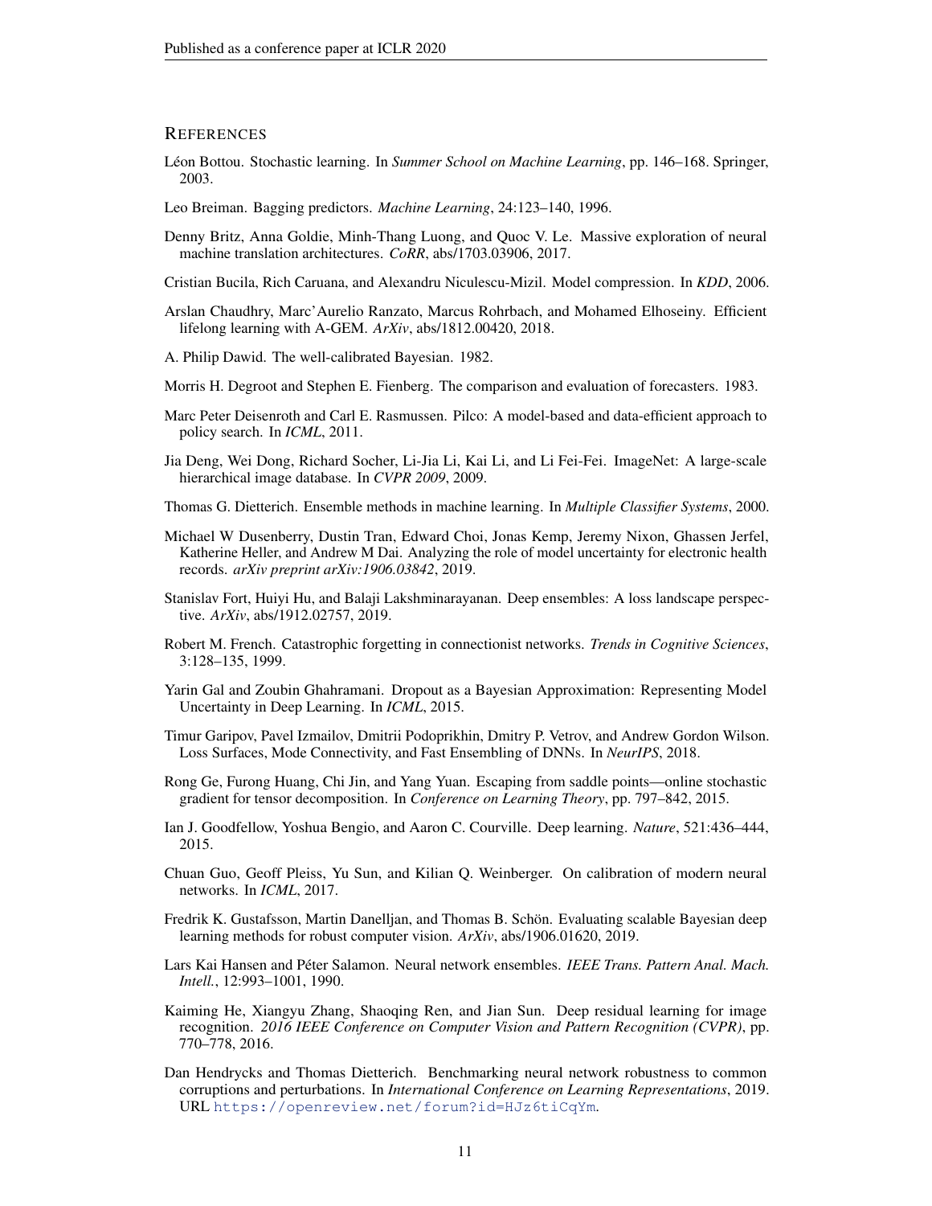## REFERENCES

Léon Bottou. Stochastic learning. In *Summer School on Machine Learning*, pp. 146–168. Springer, 2003.

Leo Breiman. Bagging predictors. *Machine Learning*, 24:123–140, 1996.

Denny Britz, Anna Goldie, Minh-Thang Luong, and Quoc V. Le. Massive exploration of neural machine translation architectures. *CoRR*, abs/1703.03906, 2017.

Cristian Bucila, Rich Caruana, and Alexandru Niculescu-Mizil. Model compression. In *KDD*, 2006.

Arslan Chaudhry, Marc'Aurelio Ranzato, Marcus Rohrbach, and Mohamed Elhoseiny. Efficient lifelong learning with A-GEM. *ArXiv*, abs/1812.00420, 2018.

A. Philip Dawid. The well-calibrated Bayesian. 1982.

Morris H. Degroot and Stephen E. Fienberg. The comparison and evaluation of forecasters. 1983.

Marc Peter Deisenroth and Carl E. Rasmussen. Pilco: A model-based and data-efficient approach to policy search. In *ICML*, 2011.

Jia Deng, Wei Dong, Richard Socher, Li-Jia Li, Kai Li, and Li Fei-Fei. ImageNet: A large-scale hierarchical image database. In *CVPR 2009*, 2009.

Thomas G. Dietterich. Ensemble methods in machine learning. In *Multiple Classifier Systems*, 2000.

Michael W Dusenberry, Dustin Tran, Edward Choi, Jonas Kemp, Jeremy Nixon, Ghassen Jerfel, Katherine Heller, and Andrew M Dai. Analyzing the role of model uncertainty for electronic health records. *arXiv preprint arXiv:1906.03842*, 2019.

Stanislav Fort, Huiyi Hu, and Balaji Lakshminarayanan. Deep ensembles: A loss landscape perspective. *ArXiv*, abs/1912.02757, 2019.

Robert M. French. Catastrophic forgetting in connectionist networks. *Trends in Cognitive Sciences*, 3:128–135, 1999.

Yarin Gal and Zoubin Ghahramani. Dropout as a Bayesian Approximation: Representing Model Uncertainty in Deep Learning. In *ICML*, 2015.

Timur Garipov, Pavel Izmailov, Dmitrii Podoprikhin, Dmitry P. Vetrov, and Andrew Gordon Wilson. Loss Surfaces, Mode Connectivity, and Fast Ensembling of DNNs. In *NeurIPS*, 2018.

Rong Ge, Furong Huang, Chi Jin, and Yang Yuan. Escaping from saddle points—online stochastic gradient for tensor decomposition. In *Conference on Learning Theory*, pp. 797–842, 2015.

Ian J. Goodfellow, Yoshua Bengio, and Aaron C. Courville. Deep learning. *Nature*, 521:436–444, 2015.

Chuan Guo, Geoff Pleiss, Yu Sun, and Kilian Q. Weinberger. On calibration of modern neural networks. In *ICML*, 2017.

Fredrik K. Gustafsson, Martin Danelljan, and Thomas B. Schön. Evaluating scalable Bayesian deep learning methods for robust computer vision. *ArXiv*, abs/1906.01620, 2019.

Lars Kai Hansen and Péter Salamon. Neural network ensembles. *IEEE Trans. Pattern Anal. Mach. Intell.*, 12:993–1001, 1990.

Kaiming He, Xiangyu Zhang, Shaoqing Ren, and Jian Sun. Deep residual learning for image recognition. *2016 IEEE Conference on Computer Vision and Pattern Recognition (CVPR)*, pp. 770–778, 2016.

Dan Hendrycks and Thomas Dietterich. Benchmarking neural network robustness to common corruptions and perturbations. In *International Conference on Learning Representations*, 2019. URL https://openreview.net/forum?id=HJz6tiCqYm.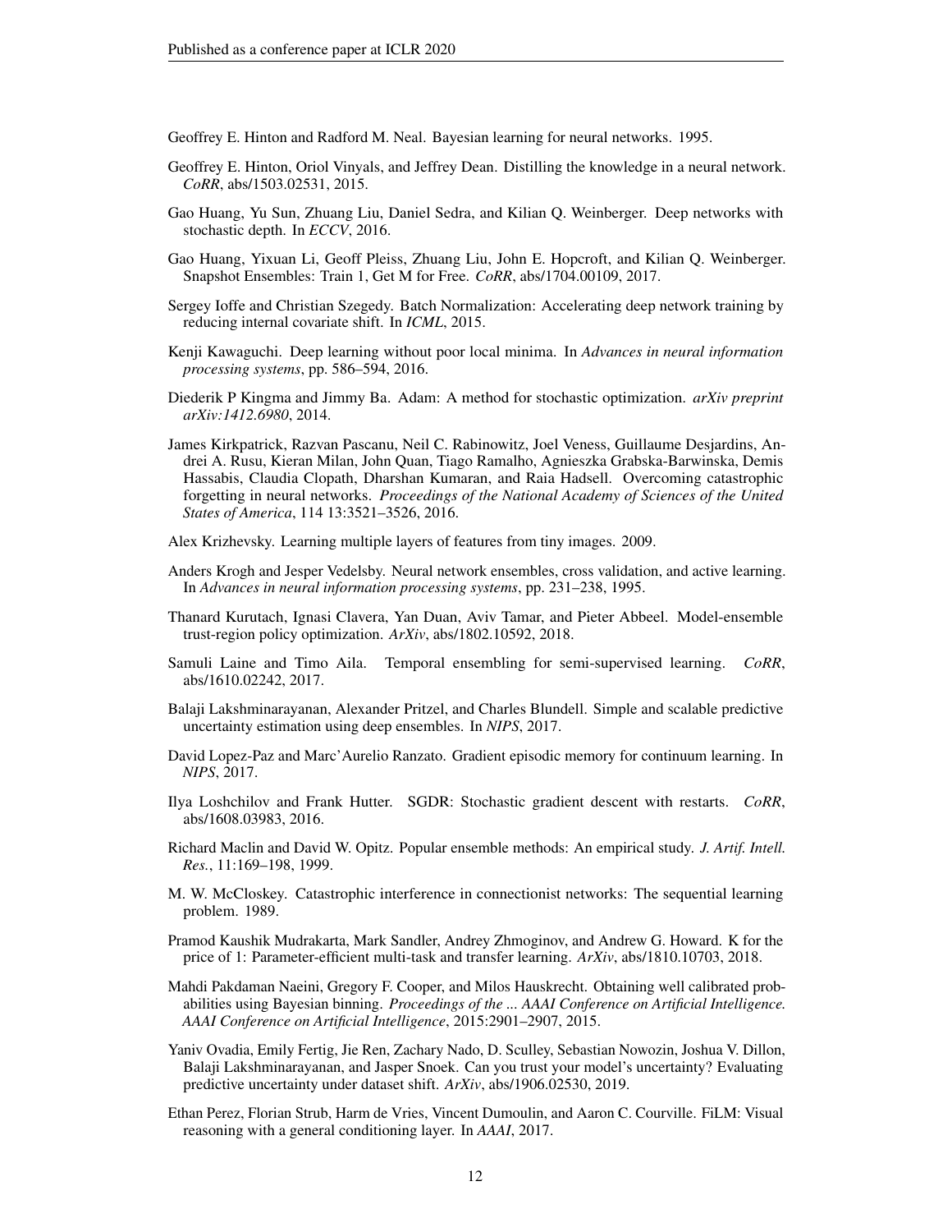Geoffrey E. Hinton and Radford M. Neal. Bayesian learning for neural networks. 1995.

Geoffrey E. Hinton, Oriol Vinyals, and Jeffrey Dean. Distilling the knowledge in a neural network. *CoRR*, abs/1503.02531, 2015.

Gao Huang, Yu Sun, Zhuang Liu, Daniel Sedra, and Kilian Q. Weinberger. Deep networks with stochastic depth. In *ECCV*, 2016.

Gao Huang, Yixuan Li, Geoff Pleiss, Zhuang Liu, John E. Hopcroft, and Kilian Q. Weinberger. Snapshot Ensembles: Train 1, Get M for Free. *CoRR*, abs/1704.00109, 2017.

Sergey Ioffe and Christian Szegedy. Batch Normalization: Accelerating deep network training by reducing internal covariate shift. In *ICML*, 2015.

Kenji Kawaguchi. Deep learning without poor local minima. In *Advances in neural information processing systems*, pp. 586–594, 2016.

Diederik P Kingma and Jimmy Ba. Adam: A method for stochastic optimization. *arXiv preprint arXiv:1412.6980*, 2014.

James Kirkpatrick, Razvan Pascanu, Neil C. Rabinowitz, Joel Veness, Guillaume Desjardins, Andrei A. Rusu, Kieran Milan, John Quan, Tiago Ramalho, Agnieszka Grabska-Barwinska, Demis Hassabis, Claudia Clopath, Dharshan Kumaran, and Raia Hadsell. Overcoming catastrophic forgetting in neural networks. *Proceedings of the National Academy of Sciences of the United States of America*, 114 13:3521–3526, 2016.

Alex Krizhevsky. Learning multiple layers of features from tiny images. 2009.

Anders Krogh and Jesper Vedelsby. Neural network ensembles, cross validation, and active learning. In *Advances in neural information processing systems*, pp. 231–238, 1995.

Thanard Kurutach, Ignasi Clavera, Yan Duan, Aviv Tamar, and Pieter Abbeel. Model-ensemble trust-region policy optimization. *ArXiv*, abs/1802.10592, 2018.

Samuli Laine and Timo Aila. Temporal ensembling for semi-supervised learning. *CoRR*, abs/1610.02242, 2017.

Balaji Lakshminarayanan, Alexander Pritzel, and Charles Blundell. Simple and scalable predictive uncertainty estimation using deep ensembles. In *NIPS*, 2017.

David Lopez-Paz and Marc'Aurelio Ranzato. Gradient episodic memory for continuum learning. In *NIPS*, 2017.

Ilya Loshchilov and Frank Hutter. SGDR: Stochastic gradient descent with restarts. *CoRR*, abs/1608.03983, 2016.

Richard Maclin and David W. Opitz. Popular ensemble methods: An empirical study. *J. Artif. Intell. Res.*, 11:169–198, 1999.

M. W. McCloskey. Catastrophic interference in connectionist networks: The sequential learning problem. 1989.

Pramod Kaushik Mudrakarta, Mark Sandler, Andrey Zhmoginov, and Andrew G. Howard. K for the price of 1: Parameter-efficient multi-task and transfer learning. *ArXiv*, abs/1810.10703, 2018.

Mahdi Pakdaman Naeini, Gregory F. Cooper, and Milos Hauskrecht. Obtaining well calibrated probabilities using Bayesian binning. *Proceedings of the ... AAAI Conference on Artificial Intelligence. AAAI Conference on Artificial Intelligence*, 2015:2901–2907, 2015.

Yaniv Ovadia, Emily Fertig, Jie Ren, Zachary Nado, D. Sculley, Sebastian Nowozin, Joshua V. Dillon, Balaji Lakshminarayanan, and Jasper Snoek. Can you trust your model's uncertainty? Evaluating predictive uncertainty under dataset shift. *ArXiv*, abs/1906.02530, 2019.

Ethan Perez, Florian Strub, Harm de Vries, Vincent Dumoulin, and Aaron C. Courville. FiLM: Visual reasoning with a general conditioning layer. In *AAAI*, 2017.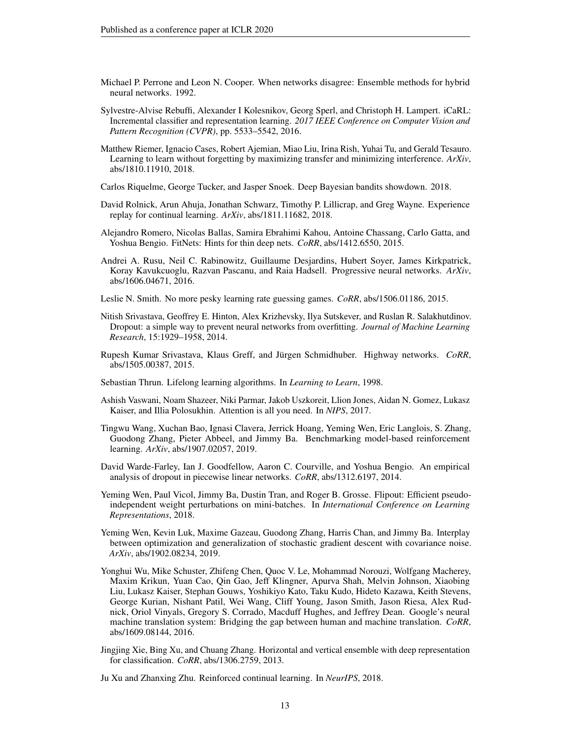Michael P. Perrone and Leon N. Cooper. When networks disagree: Ensemble methods for hybrid neural networks. 1992.

Sylvestre-Alvise Rebuffi, Alexander I Kolesnikov, Georg Sperl, and Christoph H. Lampert. iCaRL: Incremental classifier and representation learning. *2017 IEEE Conference on Computer Vision and Pattern Recognition (CVPR)*, pp. 5533–5542, 2016.

Matthew Riemer, Ignacio Cases, Robert Ajemian, Miao Liu, Irina Rish, Yuhai Tu, and Gerald Tesauro. Learning to learn without forgetting by maximizing transfer and minimizing interference. *ArXiv*, abs/1810.11910, 2018.

Carlos Riquelme, George Tucker, and Jasper Snoek. Deep Bayesian bandits showdown. 2018.

David Rolnick, Arun Ahuja, Jonathan Schwarz, Timothy P. Lillicrap, and Greg Wayne. Experience replay for continual learning. *ArXiv*, abs/1811.11682, 2018.

Alejandro Romero, Nicolas Ballas, Samira Ebrahimi Kahou, Antoine Chassang, Carlo Gatta, and Yoshua Bengio. FitNets: Hints for thin deep nets. *CoRR*, abs/1412.6550, 2015.

Andrei A. Rusu, Neil C. Rabinowitz, Guillaume Desjardins, Hubert Soyer, James Kirkpatrick, Koray Kavukcuoglu, Razvan Pascanu, and Raia Hadsell. Progressive neural networks. *ArXiv*, abs/1606.04671, 2016.

Leslie N. Smith. No more pesky learning rate guessing games. *CoRR*, abs/1506.01186, 2015.

Nitish Srivastava, Geoffrey E. Hinton, Alex Krizhevsky, Ilya Sutskever, and Ruslan R. Salakhutdinov. Dropout: a simple way to prevent neural networks from overfitting. *Journal of Machine Learning Research*, 15:1929–1958, 2014.

Rupesh Kumar Srivastava, Klaus Greff, and Jürgen Schmidhuber. Highway networks. *CoRR*, abs/1505.00387, 2015.

Sebastian Thrun. Lifelong learning algorithms. In *Learning to Learn*, 1998.

Ashish Vaswani, Noam Shazeer, Niki Parmar, Jakob Uszkoreit, Llion Jones, Aidan N. Gomez, Lukasz Kaiser, and Illia Polosukhin. Attention is all you need. In *NIPS*, 2017.

Tingwu Wang, Xuchan Bao, Ignasi Clavera, Jerrick Hoang, Yeming Wen, Eric Langlois, S. Zhang, Guodong Zhang, Pieter Abbeel, and Jimmy Ba. Benchmarking model-based reinforcement learning. *ArXiv*, abs/1907.02057, 2019.

David Warde-Farley, Ian J. Goodfellow, Aaron C. Courville, and Yoshua Bengio. An empirical analysis of dropout in piecewise linear networks. *CoRR*, abs/1312.6197, 2014.

Yeming Wen, Paul Vicol, Jimmy Ba, Dustin Tran, and Roger B. Grosse. Flipout: Efficient pseudo-independent weight perturbations on mini-batches. In *International Conference on Learning Representations*, 2018.

Yeming Wen, Kevin Luk, Maxime Gazeau, Guodong Zhang, Harris Chan, and Jimmy Ba. Interplay between optimization and generalization of stochastic gradient descent with covariance noise. *ArXiv*, abs/1902.08234, 2019.

Yonghui Wu, Mike Schuster, Zhifeng Chen, Quoc V. Le, Mohammad Norouzi, Wolfgang Macherey, Maxim Krikun, Yuan Cao, Qin Gao, Jeff Klingner, Apurva Shah, Melvin Johnson, Xiaobing Liu, Lukasz Kaiser, Stephan Gouws, Yoshikiyo Kato, Taku Kudo, Hideto Kazawa, Keith Stevens, George Kurian, Nishant Patil, Wei Wang, Cliff Young, Jason Smith, Jason Riesa, Alex Rudnick, Oriol Vinyals, Gregory S. Corrado, Macduff Hughes, and Jeffrey Dean. Google's neural machine translation system: Bridging the gap between human and machine translation. *CoRR*, abs/1609.08144, 2016.

Jingjing Xie, Bing Xu, and Chuang Zhang. Horizontal and vertical ensemble with deep representation for classification. *CoRR*, abs/1306.2759, 2013.

Ju Xu and Zhanxing Zhu. Reinforced continual learning. In *NeurIPS*, 2018.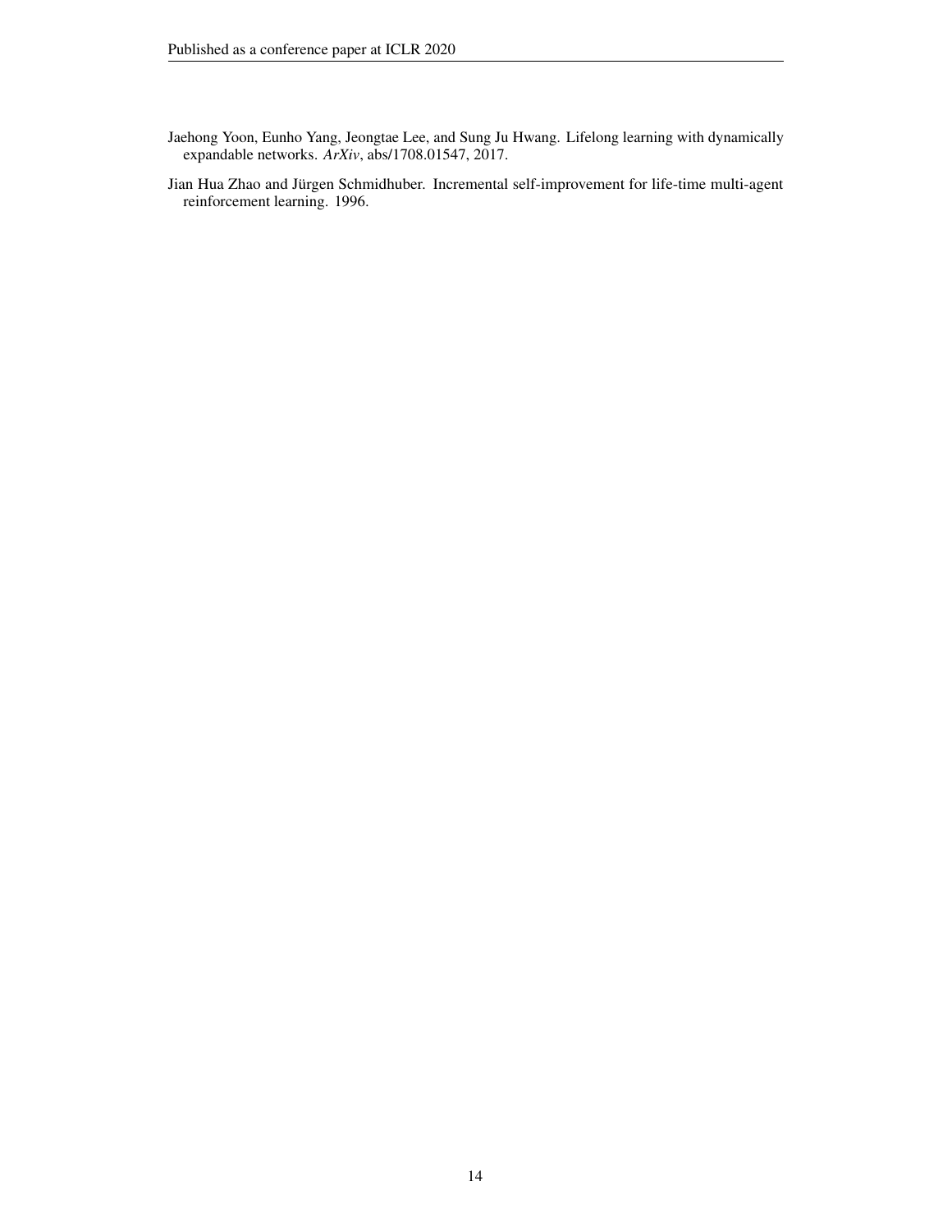Jaehong Yoon, Eunho Yang, Jeongtae Lee, and Sung Ju Hwang. Lifelong learning with dynamically expandable networks. *ArXiv*, abs/1708.01547, 2017.

Jian Hua Zhao and Jürgen Schmidhuber. Incremental self-improvement for life-time multi-agent reinforcement learning. 1996.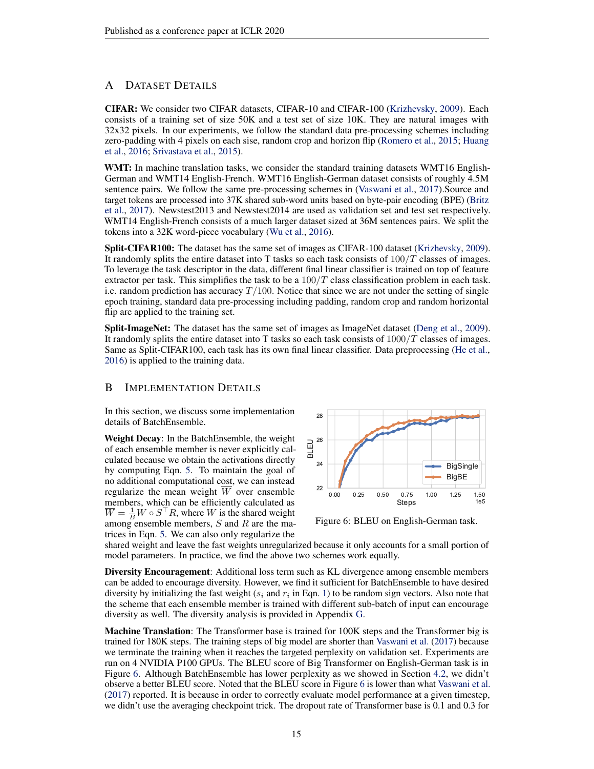## A Dataset Details

**CIFAR:** We consider two CIFAR datasets, CIFAR-10 and CIFAR-100 (Krizhevsky, 2009). Each consists of a training set of size 50K and a test set of size 10K. They are natural images with 32x32 pixels. In our experiments, we follow the standard data pre-processing schemes including zero-padding with 4 pixels on each sise, random crop and horizon flip (Romero et al., 2015; Huang et al., 2016; Srivastava et al., 2015).

**WMT:** In machine translation tasks, we consider the standard training datasets WMT16 English-German and WMT14 English-French. WMT16 English-German dataset consists of roughly 4.5M sentence pairs. We follow the same pre-processing schemes in (Vaswani et al., 2017).Source and target tokens are processed into 37K shared sub-word units based on byte-pair encoding (BPE) (Britz et al., 2017). Newstest2013 and Newstest2014 are used as validation set and test set respectively. WMT14 English-French consists of a much larger dataset sized at 36M sentences pairs. We split the tokens into a 32K word-piece vocabulary (Wu et al., 2016).

**Split-CIFAR100:** The dataset has the same set of images as CIFAR-100 dataset (Krizhevsky, 2009). It randomly splits the entire dataset into T tasks so each task consists of $100/T$ classes of images. To leverage the task descriptor in the data, different final linear classifier is trained on top of feature extractor per task. This simplifies the task to be a $100/T$ class classification problem in each task. i.e. random prediction has accuracy $T/100$. Notice that since we are not under the setting of single epoch training, standard data pre-processing including padding, random crop and random horizontal flip are applied to the training set.

**Split-ImageNet:** The dataset has the same set of images as ImageNet dataset (Deng et al., 2009). It randomly splits the entire dataset into T tasks so each task consists of $1000/T$ classes of images. Same as Split-CIFAR100, each task has its own final linear classifier. Data preprocessing (He et al., 2016) is applied to the training data.

## B Implementation Details

In this section, we discuss some implementation details of BatchEnsemble.

**Weight Decay**: In the BatchEnsemble, the weight of each ensemble member is never explicitly calculated because we obtain the activations directly by computing Eqn. 5. To maintain the goal of no additional computational cost, we can instead regularize the mean weight $\overline{W}$ over ensemble members, which can be efficiently calculated as $\overline{W} = \frac{1}{B} W \circ S^\top R$, where $W$ is the shared weight among ensemble members, $S$ and $R$ are the matrices in Eqn. 5. We can also only regularize the shared weight and leave the fast weights unregularized because it only accounts for a small portion of model parameters. In practice, we find the above two schemes work equally.

Figure 6: BLEU on English-German task.

**Diversity Encouragement**: Additional loss term such as KL divergence among ensemble members can be added to encourage diversity. However, we find it sufficient for BatchEnsemble to have desired diversity by initializing the fast weight ($s_i$ and $r_i$ in Eqn. 1) to be random sign vectors. Also note that the scheme that each ensemble member is trained with different sub-batch of input can encourage diversity as well. The diversity analysis is provided in Appendix G.

**Machine Translation**: The Transformer base is trained for 100K steps and the Transformer big is trained for 180K steps. The training steps of big model are shorter than Vaswani et al. (2017) because we terminate the training when it reaches the targeted perplexity on validation set. Experiments are run on 4 NVIDIA P100 GPUs. The BLEU score of Big Transformer on English-German task is in Figure 6. Although BatchEnsemble has lower perplexity as we showed in Section 4.2, we didn't observe a better BLEU score. Noted that the BLEU score in Figure 6 is lower than what Vaswani et al. (2017) reported. It is because in order to correctly evaluate model performance at a given timestep, we didn't use the averaging checkpoint trick. The dropout rate of Transformer base is 0.1 and 0.3 for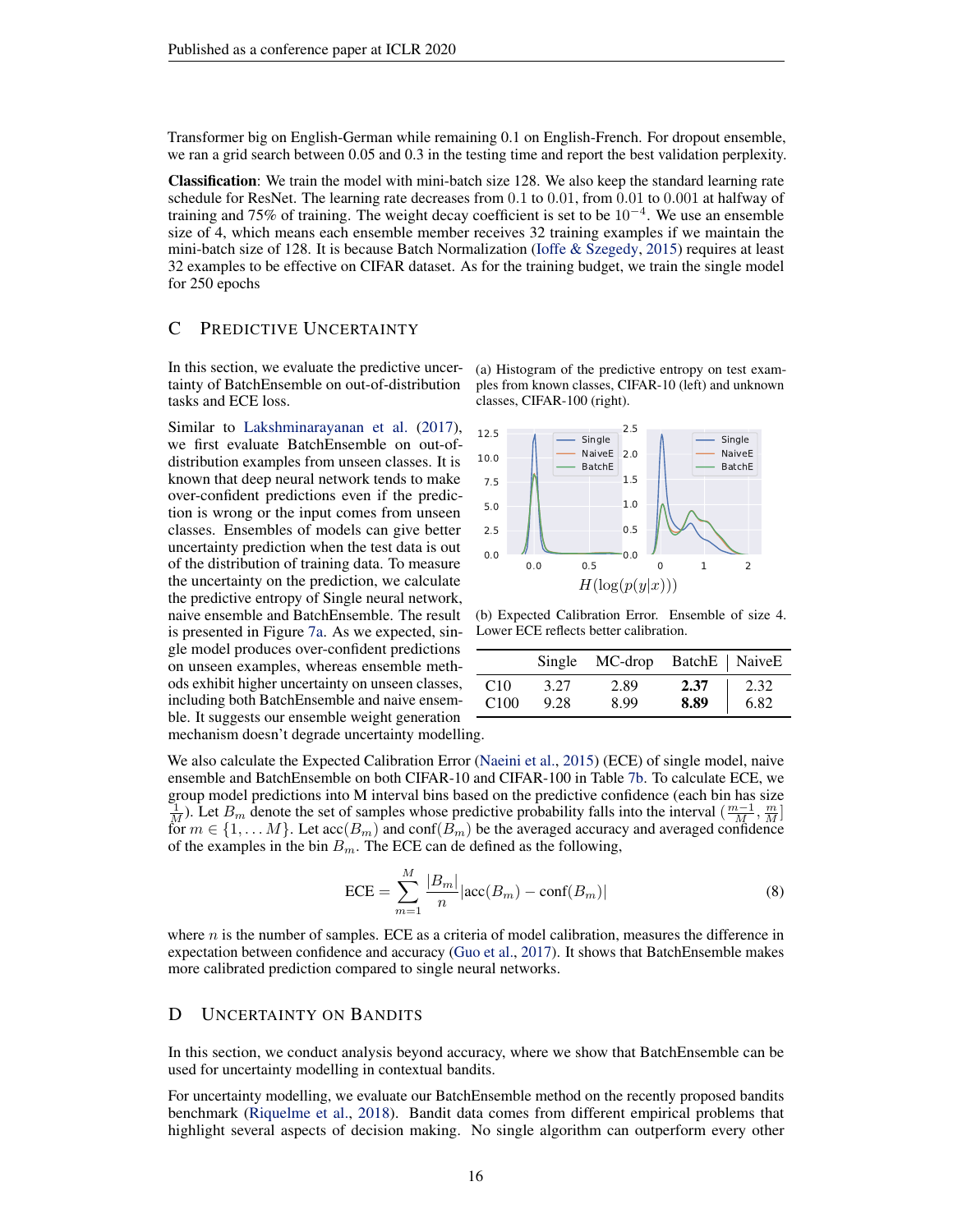Transformer big on English-German while remaining 0.1 on English-French. For dropout ensemble, we ran a grid search between 0.05 and 0.3 in the testing time and report the best validation perplexity.

**Classification**: We train the model with mini-batch size 128. We also keep the standard learning rate schedule for ResNet. The learning rate decreases from 0.1 to 0.01, from 0.01 to 0.001 at halfway of training and 75% of training. The weight decay coefficient is set to be $10^{-4}$. We use an ensemble size of 4, which means each ensemble member receives 32 training examples if we maintain the mini-batch size of 128. It is because Batch Normalization (Ioffe & Szegedy, 2015) requires at least 32 examples to be effective on CIFAR dataset. As for the training budget, we train the single model for 250 epochs

## C Predictive Uncertainty

In this section, we evaluate the predictive uncertainty of BatchEnsemble on out-of-distribution tasks and ECE loss.

Similar to Lakshminarayanan et al. (2017), we first evaluate BatchEnsemble on out-of-distribution examples from unseen classes. It is known that deep neural network tends to make over-confident predictions even if the prediction is wrong or the input comes from unseen classes. Ensembles of models can give better uncertainty prediction when the test data is out of the distribution of training data. To measure the uncertainty on the prediction, we calculate the predictive entropy of Single neural network, naive ensemble and BatchEnsemble. The result is presented in Figure 7a. As we expected, single model produces over-confident predictions on unseen examples, whereas ensemble methods exhibit higher uncertainty on unseen classes, including both BatchEnsemble and naive ensemble. It suggests our ensemble weight generation mechanism doesn't degrade uncertainty modelling.

(a) Histogram of the predictive entropy on test examples from known classes, CIFAR-10 (left) and unknown classes, CIFAR-100 (right).

(b) Expected Calibration Error. Ensemble of size 4. Lower ECE reflects better calibration.

| | Single | MC-drop | BatchE | NaiveE |
|---|---|---|---|---|
| C10 | 3.27 | 2.89 | **2.37** | 2.32 |
| C100 | 9.28 | 8.99 | **8.89** | 6.82 |

We also calculate the Expected Calibration Error (Naeini et al., 2015) (ECE) of single model, naive ensemble and BatchEnsemble on both CIFAR-10 and CIFAR-100 in Table 7b. To calculate ECE, we group model predictions into M interval bins based on the predictive confidence (each bin has size $\frac{1}{M}$). Let $B_m$ denote the set of samples whose predictive probability falls into the interval $(\frac{m-1}{M}, \frac{m}{M}]$ for $m \in \{1, \ldots M\}$. Let $\text{acc}(B_m)$ and $\text{conf}(B_m)$ be the averaged accuracy and averaged confidence of the examples in the bin $B_m$. The ECE can de defined as the following,

$$\text{ECE} = \sum_{m=1}^{M} \frac{|B_m|}{n} |\text{acc}(B_m) - \text{conf}(B_m)| \tag{8}$$

where $n$ is the number of samples. ECE as a criteria of model calibration, measures the difference in expectation between confidence and accuracy (Guo et al., 2017). It shows that BatchEnsemble makes more calibrated prediction compared to single neural networks.

## D Uncertainty on Bandits

In this section, we conduct analysis beyond accuracy, where we show that BatchEnsemble can be used for uncertainty modelling in contextual bandits.

For uncertainty modelling, we evaluate our BatchEnsemble method on the recently proposed bandits benchmark (Riquelme et al., 2018). Bandit data comes from different empirical problems that highlight several aspects of decision making. No single algorithm can outperform every other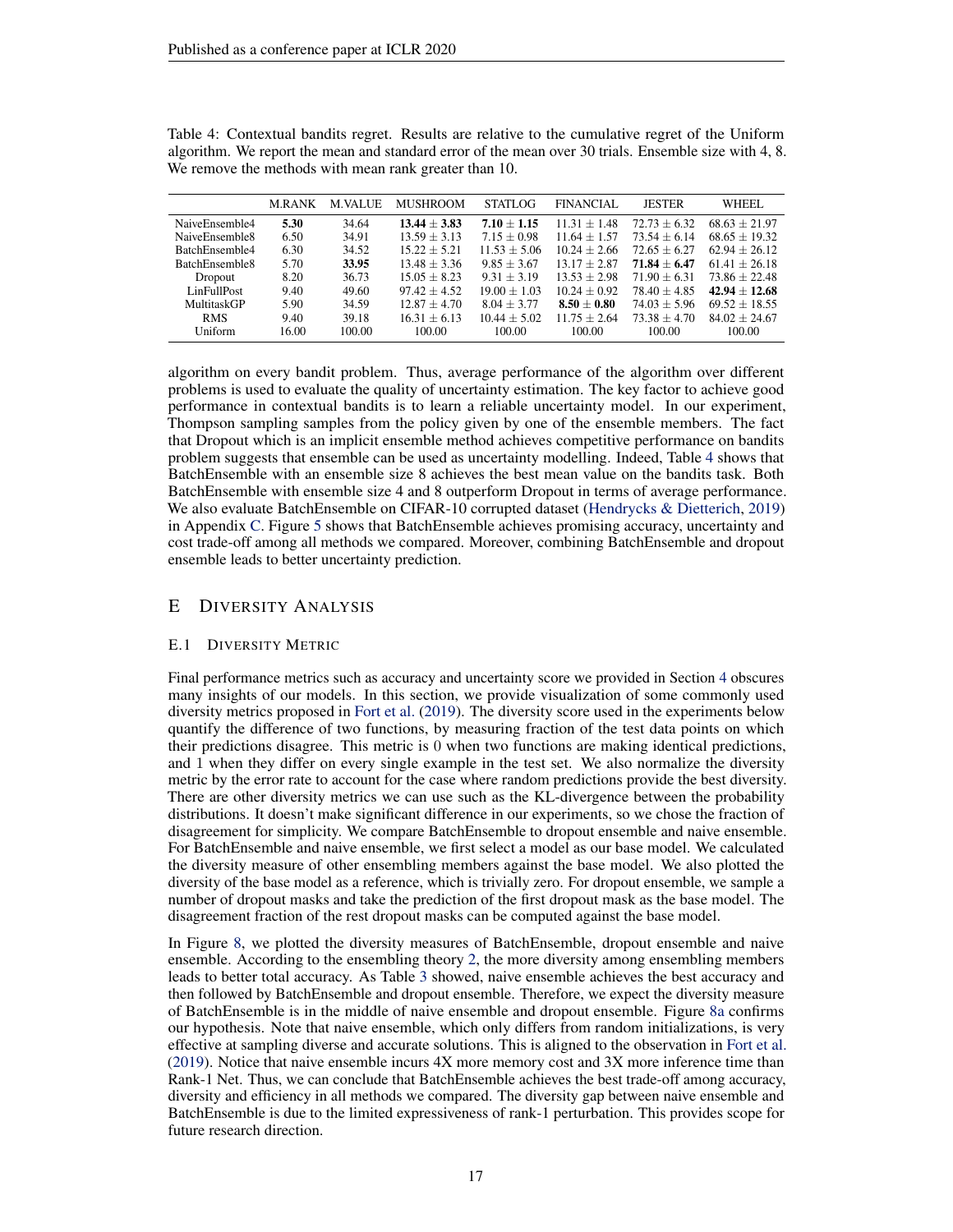Table 4: Contextual bandits regret. Results are relative to the cumulative regret of the Uniform algorithm. We report the mean and standard error of the mean over 30 trials. Ensemble size with 4, 8. We remove the methods with mean rank greater than 10.

| | M.RANK | M.VALUE | MUSHROOM | STATLOG | FINANCIAL | JESTER | WHEEL |
|---|---|---|---|---|---|---|---|
| NaiveEnsemble4 | **5.30** | 34.64 | **13.44 ± 3.83** | **7.10 ± 1.15** | 11.31 ± 1.48 | 72.73 ± 6.32 | 68.63 ± 21.97 |
| NaiveEnsemble8 | 6.50 | 34.91 | 13.59 ± 3.13 | 7.15 ± 0.98 | 11.64 ± 1.57 | 73.54 ± 6.14 | 68.65 ± 19.32 |
| BatchEnsemble4 | 6.30 | 34.52 | 15.22 ± 5.21 | 11.53 ± 5.06 | 10.24 ± 2.66 | 72.65 ± 6.27 | 62.94 ± 26.12 |
| BatchEnsemble8 | 5.70 | **33.95** | 13.48 ± 3.36 | 9.85 ± 3.67 | 13.17 ± 2.87 | **71.84 ± 6.47** | 61.41 ± 26.18 |
| Dropout | 8.20 | 36.73 | 15.05 ± 8.23 | 9.31 ± 3.19 | 13.53 ± 2.98 | 71.90 ± 6.31 | 73.86 ± 22.48 |
| LinFullPost | 9.40 | 49.60 | 97.42 ± 4.52 | 19.00 ± 1.03 | 10.24 ± 0.92 | 78.40 ± 4.85 | **42.94 ± 12.68** |
| MultitaskGP | 5.90 | 34.59 | 12.87 ± 4.70 | 8.04 ± 3.77 | **8.50 ± 0.80** | 74.03 ± 5.96 | 69.52 ± 18.55 |
| RMS | 9.40 | 39.18 | 16.31 ± 6.13 | 10.44 ± 5.02 | 11.75 ± 2.64 | 73.38 ± 4.70 | 84.02 ± 24.67 |
| Uniform | 16.00 | 100.00 | 100.00 | 100.00 | 100.00 | 100.00 | 100.00 |

algorithm on every bandit problem. Thus, average performance of the algorithm over different problems is used to evaluate the quality of uncertainty estimation. The key factor to achieve good performance in contextual bandits is to learn a reliable uncertainty model. In our experiment, Thompson sampling samples from the policy given by one of the ensemble members. The fact that Dropout which is an implicit ensemble method achieves competitive performance on bandits problem suggests that ensemble can be used as uncertainty modelling. Indeed, Table 4 shows that BatchEnsemble with an ensemble size 8 achieves the best mean value on the bandits task. Both BatchEnsemble with ensemble size 4 and 8 outperform Dropout in terms of average performance. We also evaluate BatchEnsemble on CIFAR-10 corrupted dataset (Hendrycks & Dietterich, 2019) in Appendix C. Figure 5 shows that BatchEnsemble achieves promising accuracy, uncertainty and cost trade-off among all methods we compared. Moreover, combining BatchEnsemble and dropout ensemble leads to better uncertainty prediction.

# E Diversity Analysis

## E.1 Diversity Metric

Final performance metrics such as accuracy and uncertainty score we provided in Section 4 obscures many insights of our models. In this section, we provide visualization of some commonly used diversity metrics proposed in Fort et al. (2019). The diversity score used in the experiments below quantify the difference of two functions, by measuring fraction of the test data points on which their predictions disagree. This metric is 0 when two functions are making identical predictions, and 1 when they differ on every single example in the test set. We also normalize the diversity metric by the error rate to account for the case where random predictions provide the best diversity. There are other diversity metrics we can use such as the KL-divergence between the probability distributions. It doesn't make significant difference in our experiments, so we chose the fraction of disagreement for simplicity. We compare BatchEnsemble to dropout ensemble and naive ensemble. For BatchEnsemble and naive ensemble, we first select a model as our base model. We calculated the diversity measure of other ensembling members against the base model. We also plotted the diversity of the base model as a reference, which is trivially zero. For dropout ensemble, we sample a number of dropout masks and take the prediction of the first dropout mask as the base model. The disagreement fraction of the rest dropout masks can be computed against the base model.

In Figure 8, we plotted the diversity measures of BatchEnsemble, dropout ensemble and naive ensemble. According to the ensembling theory 2, the more diversity among ensembling members leads to better total accuracy. As Table 3 showed, naive ensemble achieves the best accuracy and then followed by BatchEnsemble and dropout ensemble. Therefore, we expect the diversity measure of BatchEnsemble is in the middle of naive ensemble and dropout ensemble. Figure 8a confirms our hypothesis. Note that naive ensemble, which only differs from random initializations, is very effective at sampling diverse and accurate solutions. This is aligned to the observation in Fort et al. (2019). Notice that naive ensemble incurs 4X more memory cost and 3X more inference time than Rank-1 Net. Thus, we can conclude that BatchEnsemble achieves the best trade-off among accuracy, diversity and efficiency in all methods we compared. The diversity gap between naive ensemble and BatchEnsemble is due to the limited expressiveness of rank-1 perturbation. This provides scope for future research direction.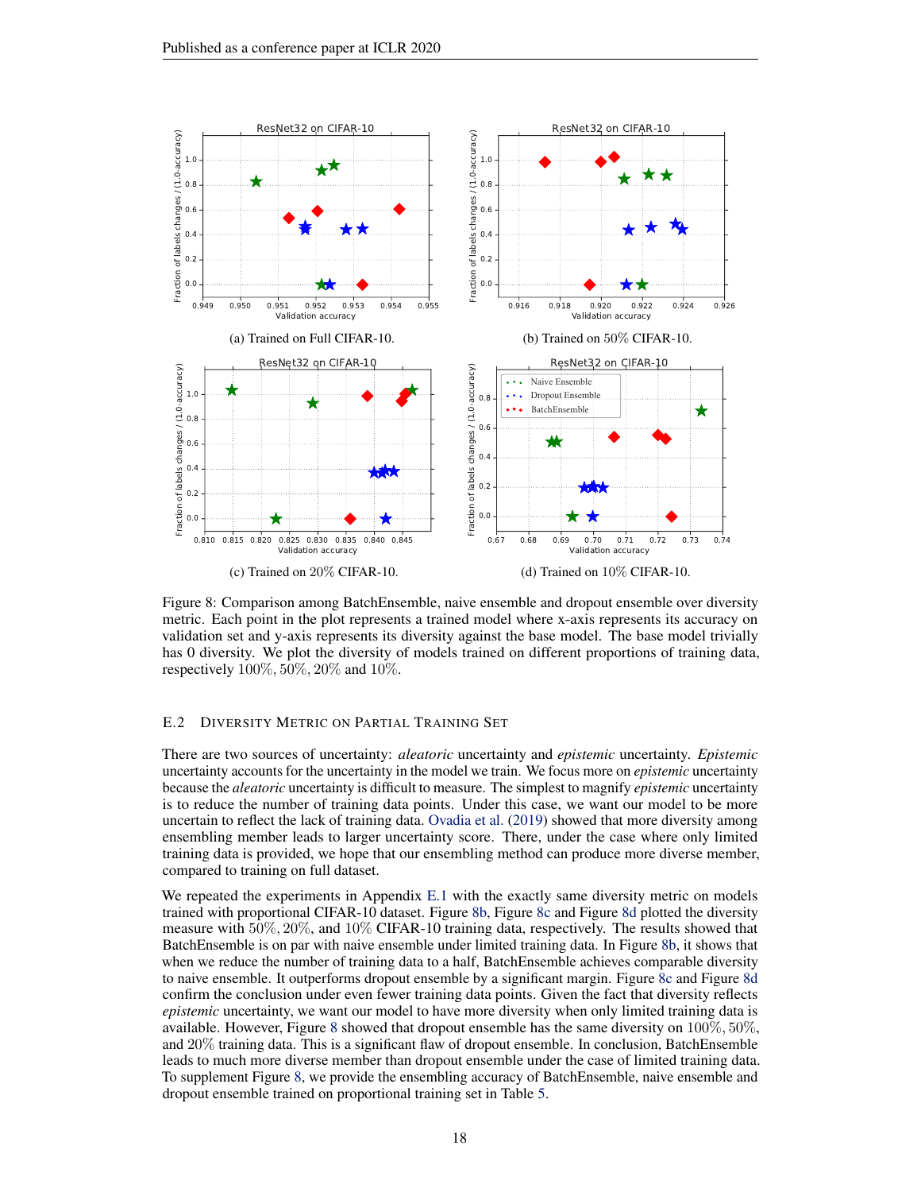(a) Trained on Full CIFAR-10.

(b) Trained on 50% CIFAR-10.

(c) Trained on 20% CIFAR-10.

(d) Trained on 10% CIFAR-10.

Figure 8: Comparison among BatchEnsemble, naive ensemble and dropout ensemble over diversity metric. Each point in the plot represents a trained model where x-axis represents its accuracy on validation set and y-axis represents its diversity against the base model. The base model trivially has 0 diversity. We plot the diversity of models trained on different proportions of training data, respectively 100%, 50%, 20% and 10%.

### E.2 Diversity Metric on Partial Training Set

There are two sources of uncertainty: *aleatoric* uncertainty and *epistemic* uncertainty. *Epistemic* uncertainty accounts for the uncertainty in the model we train. We focus more on *epistemic* uncertainty because the *aleatoric* uncertainty is difficult to measure. The simplest to magnify *epistemic* uncertainty is to reduce the number of training data points. Under this case, we want our model to be more uncertain to reflect the lack of training data. Ovadia et al. (2019) showed that more diversity among ensembling member leads to larger uncertainty score. There, under the case where only limited training data is provided, we hope that our ensembling method can produce more diverse member, compared to training on full dataset.

We repeated the experiments in Appendix E.1 with the exactly same diversity metric on models trained with proportional CIFAR-10 dataset. Figure 8b, Figure 8c and Figure 8d plotted the diversity measure with 50%, 20%, and 10% CIFAR-10 training data, respectively. The results showed that BatchEnsemble is on par with naive ensemble under limited training data. In Figure 8b, it shows that when we reduce the number of training data to a half, BatchEnsemble achieves comparable diversity to naive ensemble. It outperforms dropout ensemble by a significant margin. Figure 8c and Figure 8d confirm the conclusion under even fewer training data points. Given the fact that diversity reflects *epistemic* uncertainty, we want our model to have more diversity when only limited training data is available. However, Figure 8 showed that dropout ensemble has the same diversity on 100%, 50%, and 20% training data. This is a significant flaw of dropout ensemble. In conclusion, BatchEnsemble leads to much more diverse member than dropout ensemble under the case of limited training data. To supplement Figure 8, we provide the ensembling accuracy of BatchEnsemble, naive ensemble and dropout ensemble trained on proportional training set in Table 5.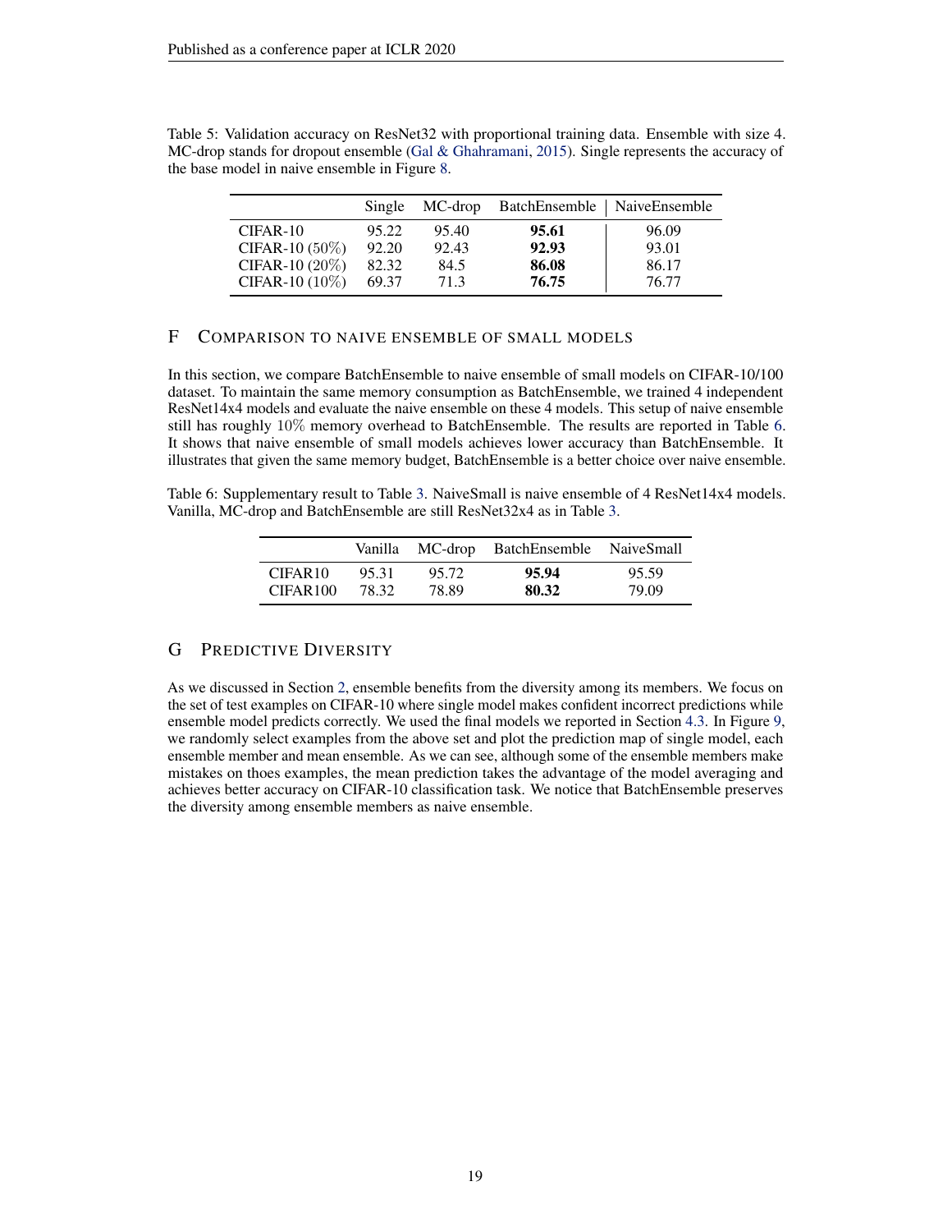Table 5: Validation accuracy on ResNet32 with proportional training data. Ensemble with size 4. MC-drop stands for dropout ensemble (Gal & Ghahramani, 2015). Single represents the accuracy of the base model in naive ensemble in Figure 8.

| | Single | MC-drop | BatchEnsemble | NaiveEnsemble |
|---|---|---|---|---|
| CIFAR-10 | 95.22 | 95.40 | **95.61** | 96.09 |
| CIFAR-10 (50%) | 92.20 | 92.43 | **92.93** | 93.01 |
| CIFAR-10 (20%) | 82.32 | 84.5 | **86.08** | 86.17 |
| CIFAR-10 (10%) | 69.37 | 71.3 | **76.75** | 76.77 |

## F Comparison to Naive Ensemble of Small Models

In this section, we compare BatchEnsemble to naive ensemble of small models on CIFAR-10/100 dataset. To maintain the same memory consumption as BatchEnsemble, we trained 4 independent ResNet14x4 models and evaluate the naive ensemble on these 4 models. This setup of naive ensemble still has roughly 10% memory overhead to BatchEnsemble. The results are reported in Table 6. It shows that naive ensemble of small models achieves lower accuracy than BatchEnsemble. It illustrates that given the same memory budget, BatchEnsemble is a better choice over naive ensemble.

Table 6: Supplementary result to Table 3. NaiveSmall is naive ensemble of 4 ResNet14x4 models. Vanilla, MC-drop and BatchEnsemble are still ResNet32x4 as in Table 3.

| | Vanilla | MC-drop | BatchEnsemble | NaiveSmall |
|---|---|---|---|---|
| CIFAR10 | 95.31 | 95.72 | **95.94** | 95.59 |
| CIFAR100 | 78.32 | 78.89 | **80.32** | 79.09 |

## G Predictive Diversity

As we discussed in Section 2, ensemble benefits from the diversity among its members. We focus on the set of test examples on CIFAR-10 where single model makes confident incorrect predictions while ensemble model predicts correctly. We used the final models we reported in Section 4.3. In Figure 9, we randomly select examples from the above set and plot the prediction map of single model, each ensemble member and mean ensemble. As we can see, although some of the ensemble members make mistakes on thoes examples, the mean prediction takes the advantage of the model averaging and achieves better accuracy on CIFAR-10 classification task. We notice that BatchEnsemble preserves the diversity among ensemble members as naive ensemble.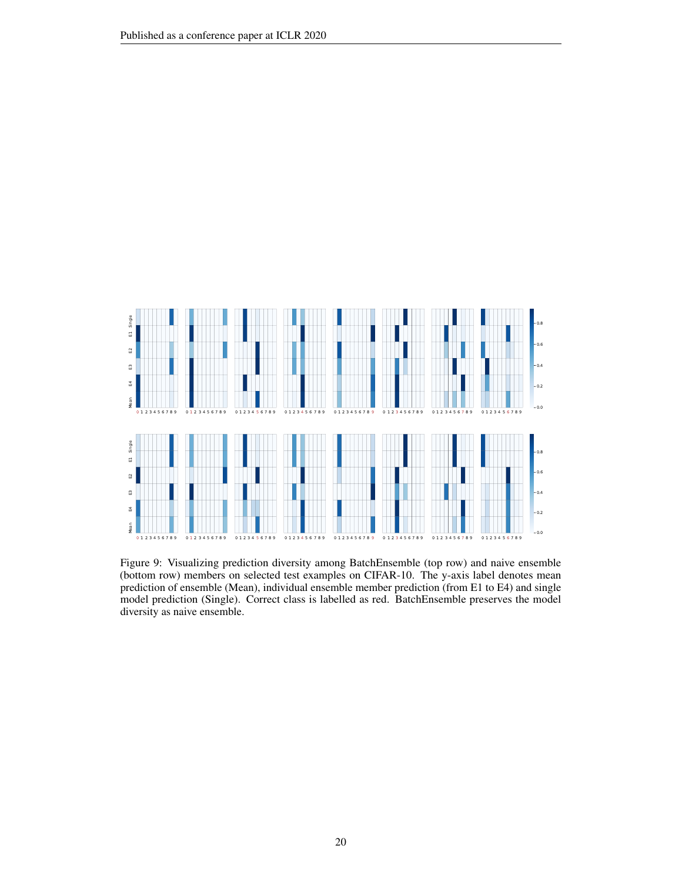Single
E1
E2
E3
E4
Mean

0 1 2 3 4 5 6 7 8 9

0.0
0.2
0.4
0.6
0.8

Single
E1
E2
E3
E4
Mean

0 1 2 3 4 5 6 7 8 9

0.0
0.2
0.4
0.6
0.8

Figure 9: Visualizing prediction diversity among BatchEnsemble (top row) and naive ensemble (bottom row) members on selected test examples on CIFAR-10. The y-axis label denotes mean prediction of ensemble (Mean), individual ensemble member prediction (from E1 to E4) and single model prediction (Single). Correct class is labelled as red. BatchEnsemble preserves the model diversity as naive ensemble.